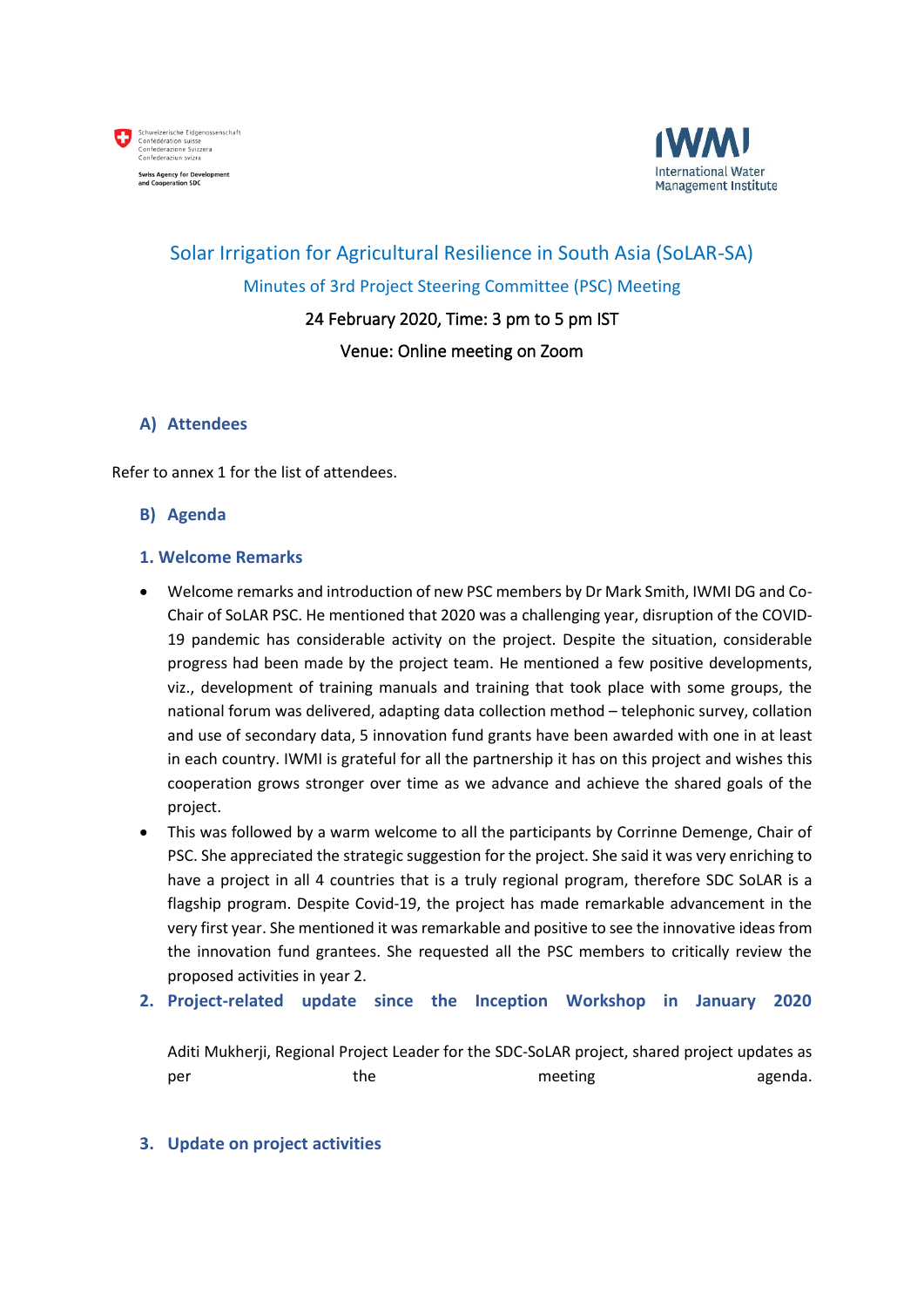Schweizerische Eidgenossenschaft
Confédération suisse
Confederazione Svizzera
Confederaziun svizra

Swiss Agency for Development and Cooperation SDC

IWMI
International Water Management Institute

# Solar Irrigation for Agricultural Resilience in South Asia (SoLAR-SA)

## Minutes of 3rd Project Steering Committee (PSC) Meeting

24 February 2020, Time: 3 pm to 5 pm IST

Venue: Online meeting on Zoom

### A) Attendees

Refer to annex 1 for the list of attendees.

### B) Agenda

### 1. Welcome Remarks

- Welcome remarks and introduction of new PSC members by Dr Mark Smith, IWMI DG and Co-Chair of SoLAR PSC. He mentioned that 2020 was a challenging year, disruption of the COVID-19 pandemic has considerable activity on the project. Despite the situation, considerable progress had been made by the project team. He mentioned a few positive developments, viz., development of training manuals and training that took place with some groups, the national forum was delivered, adapting data collection method – telephonic survey, collation and use of secondary data, 5 innovation fund grants have been awarded with one in at least in each country. IWMI is grateful for all the partnership it has on this project and wishes this cooperation grows stronger over time as we advance and achieve the shared goals of the project.
- This was followed by a warm welcome to all the participants by Corrinne Demenge, Chair of PSC. She appreciated the strategic suggestion for the project. She said it was very enriching to have a project in all 4 countries that is a truly regional program, therefore SDC SoLAR is a flagship program. Despite Covid-19, the project has made remarkable advancement in the very first year. She mentioned it was remarkable and positive to see the innovative ideas from the innovation fund grantees. She requested all the PSC members to critically review the proposed activities in year 2.

### 2. Project-related update since the Inception Workshop in January 2020

Aditi Mukherji, Regional Project Leader for the SDC-SoLAR project, shared project updates as per the meeting agenda.

### 3. Update on project activities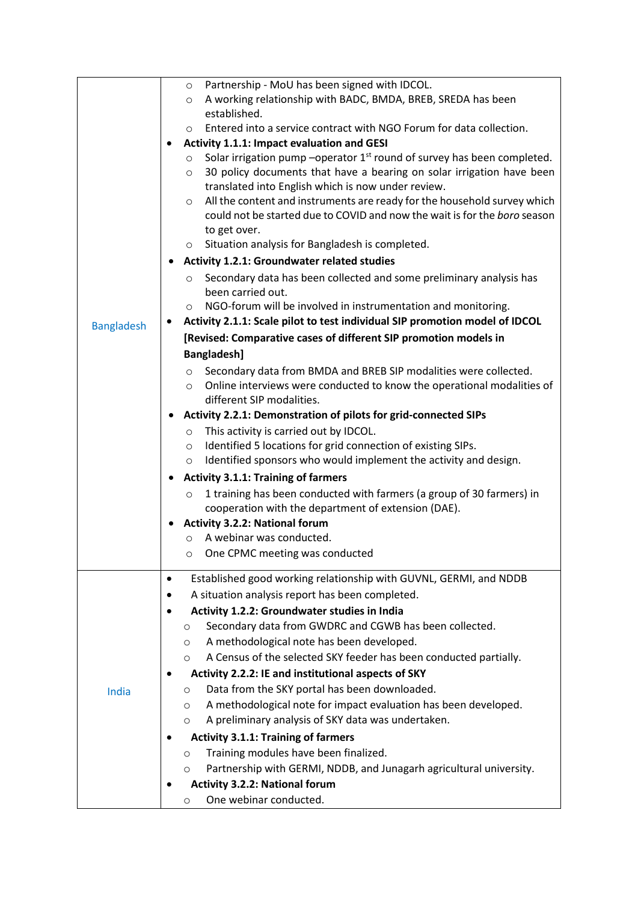| | |
|---|---|
| Bangladesh | ◦ Partnership - MoU has been signed with IDCOL.<br>◦ A working relationship with BADC, BMDA, BREB, SREDA has been established.<br>◦ Entered into a service contract with NGO Forum for data collection.<br>• **Activity 1.1.1: Impact evaluation and GESI**<br>◦ Solar irrigation pump –operator 1st round of survey has been completed.<br>◦ 30 policy documents that have a bearing on solar irrigation have been translated into English which is now under review.<br>◦ All the content and instruments are ready for the household survey which could not be started due to COVID and now the wait is for the *boro* season to get over.<br>◦ Situation analysis for Bangladesh is completed.<br>• **Activity 1.2.1: Groundwater related studies**<br>◦ Secondary data has been collected and some preliminary analysis has been carried out.<br>◦ NGO-forum will be involved in instrumentation and monitoring.<br>• **Activity 2.1.1: Scale pilot to test individual SIP promotion model of IDCOL [Revised: Comparative cases of different SIP promotion models in Bangladesh]**<br>◦ Secondary data from BMDA and BREB SIP modalities were collected.<br>◦ Online interviews were conducted to know the operational modalities of different SIP modalities.<br>• **Activity 2.2.1: Demonstration of pilots for grid-connected SIPs**<br>◦ This activity is carried out by IDCOL.<br>◦ Identified 5 locations for grid connection of existing SIPs.<br>◦ Identified sponsors who would implement the activity and design.<br>• **Activity 3.1.1: Training of farmers**<br>◦ 1 training has been conducted with farmers (a group of 30 farmers) in cooperation with the department of extension (DAE).<br>• **Activity 3.2.2: National forum**<br>◦ A webinar was conducted.<br>◦ One CPMC meeting was conducted |
| India | • Established good working relationship with GUVNL, GERMI, and NDDB<br>• A situation analysis report has been completed.<br>• **Activity 1.2.2: Groundwater studies in India**<br>◦ Secondary data from GWDRC and CGWB has been collected.<br>◦ A methodological note has been developed.<br>◦ A Census of the selected SKY feeder has been conducted partially.<br>• **Activity 2.2.2: IE and institutional aspects of SKY**<br>◦ Data from the SKY portal has been downloaded.<br>◦ A methodological note for impact evaluation has been developed.<br>◦ A preliminary analysis of SKY data was undertaken.<br>• **Activity 3.1.1: Training of farmers**<br>◦ Training modules have been finalized.<br>◦ Partnership with GERMI, NDDB, and Junagarh agricultural university.<br>• **Activity 3.2.2: National forum**<br>◦ One webinar conducted. |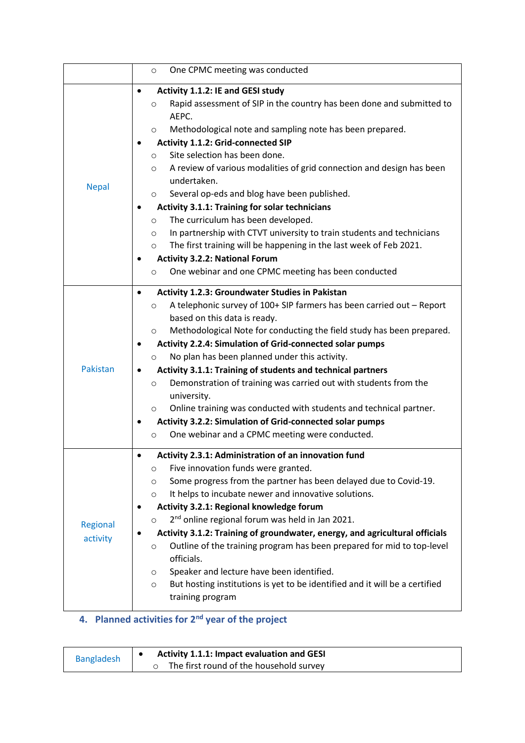| | |
|---|---|
| | ○ One CPMC meeting was conducted |
| Nepal | • **Activity 1.1.2: IE and GESI study**<br>○ Rapid assessment of SIP in the country has been done and submitted to AEPC.<br>○ Methodological note and sampling note has been prepared.<br>• **Activity 1.1.2: Grid-connected SIP**<br>○ Site selection has been done.<br>○ A review of various modalities of grid connection and design has been undertaken.<br>○ Several op-eds and blog have been published.<br>• **Activity 3.1.1: Training for solar technicians**<br>○ The curriculum has been developed.<br>○ In partnership with CTVT university to train students and technicians<br>○ The first training will be happening in the last week of Feb 2021.<br>• **Activity 3.2.2: National Forum**<br>○ One webinar and one CPMC meeting has been conducted |
| Pakistan | • **Activity 1.2.3: Groundwater Studies in Pakistan**<br>○ A telephonic survey of 100+ SIP farmers has been carried out – Report based on this data is ready.<br>○ Methodological Note for conducting the field study has been prepared.<br>• **Activity 2.2.4: Simulation of Grid-connected solar pumps**<br>○ No plan has been planned under this activity.<br>• **Activity 3.1.1: Training of students and technical partners**<br>○ Demonstration of training was carried out with students from the university.<br>○ Online training was conducted with students and technical partner.<br>• **Activity 3.2.2: Simulation of Grid-connected solar pumps**<br>○ One webinar and a CPMC meeting were conducted. |
| Regional activity | • **Activity 2.3.1: Administration of an innovation fund**<br>○ Five innovation funds were granted.<br>○ Some progress from the partner has been delayed due to Covid-19.<br>○ It helps to incubate newer and innovative solutions.<br>• **Activity 3.2.1: Regional knowledge forum**<br>○ 2nd online regional forum was held in Jan 2021.<br>• **Activity 3.1.2: Training of groundwater, energy, and agricultural officials**<br>○ Outline of the training program has been prepared for mid to top-level officials.<br>○ Speaker and lecture have been identified.<br>○ But hosting institutions is yet to be identified and it will be a certified training program |

## 4. Planned activities for 2nd year of the project

| | |
|---|---|
| Bangladesh | • **Activity 1.1.1: Impact evaluation and GESI**<br>○ The first round of the household survey |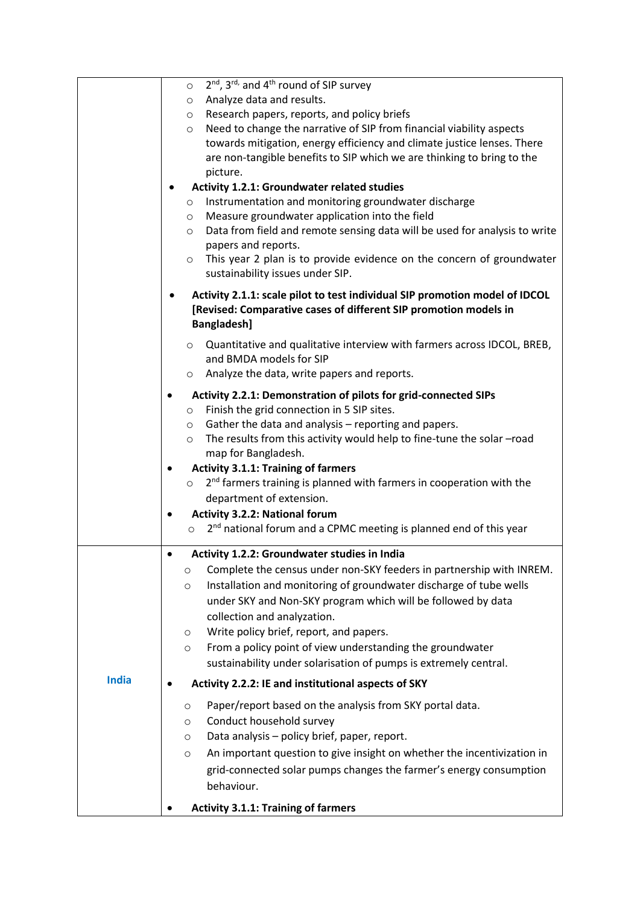| | |
|---|---|
| | ○ 2nd, 3rd, and 4th round of SIP survey<br>○ Analyze data and results.<br>○ Research papers, reports, and policy briefs<br>○ Need to change the narrative of SIP from financial viability aspects towards mitigation, energy efficiency and climate justice lenses. There are non-tangible benefits to SIP which we are thinking to bring to the picture.<br>• **Activity 1.2.1: Groundwater related studies**<br>○ Instrumentation and monitoring groundwater discharge<br>○ Measure groundwater application into the field<br>○ Data from field and remote sensing data will be used for analysis to write papers and reports.<br>○ This year 2 plan is to provide evidence on the concern of groundwater sustainability issues under SIP.<br>• **Activity 2.1.1: scale pilot to test individual SIP promotion model of IDCOL [Revised: Comparative cases of different SIP promotion models in Bangladesh]**<br>○ Quantitative and qualitative interview with farmers across IDCOL, BREB, and BMDA models for SIP<br>○ Analyze the data, write papers and reports.<br>• **Activity 2.2.1: Demonstration of pilots for grid-connected SIPs**<br>○ Finish the grid connection in 5 SIP sites.<br>○ Gather the data and analysis – reporting and papers.<br>○ The results from this activity would help to fine-tune the solar –road map for Bangladesh.<br>• **Activity 3.1.1: Training of farmers**<br>○ 2nd farmers training is planned with farmers in cooperation with the department of extension.<br>• **Activity 3.2.2: National forum**<br>○ 2nd national forum and a CPMC meeting is planned end of this year |
| **India** | • **Activity 1.2.2: Groundwater studies in India**<br>○ Complete the census under non-SKY feeders in partnership with INREM.<br>○ Installation and monitoring of groundwater discharge of tube wells under SKY and Non-SKY program which will be followed by data collection and analyzation.<br>○ Write policy brief, report, and papers.<br>○ From a policy point of view understanding the groundwater sustainability under solarisation of pumps is extremely central.<br>• **Activity 2.2.2: IE and institutional aspects of SKY**<br>○ Paper/report based on the analysis from SKY portal data.<br>○ Conduct household survey<br>○ Data analysis – policy brief, paper, report.<br>○ An important question to give insight on whether the incentivization in grid-connected solar pumps changes the farmer's energy consumption behaviour.<br>• **Activity 3.1.1: Training of farmers** |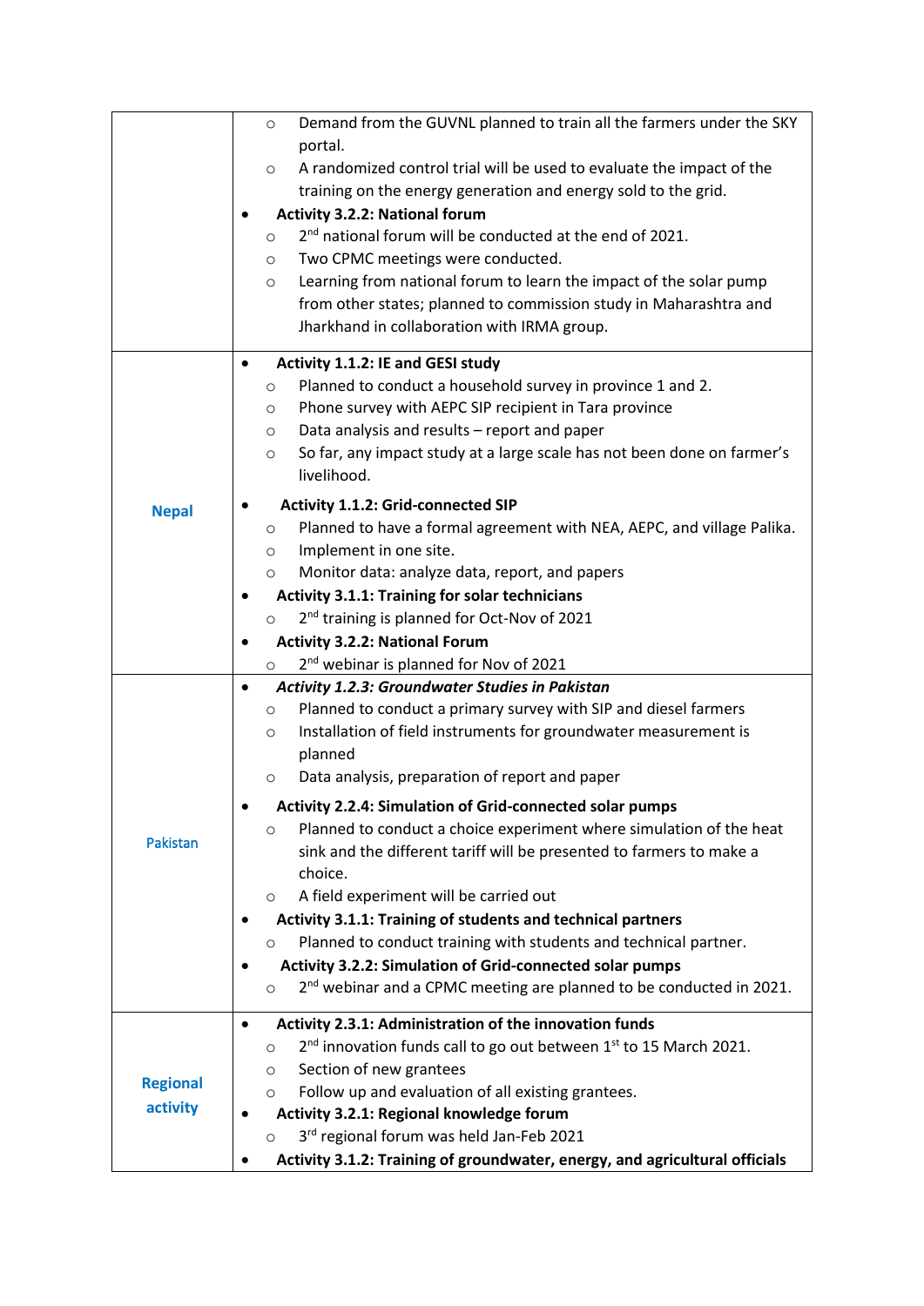| | |
|---|---|
| | ○ Demand from the GUVNL planned to train all the farmers under the SKY portal.<br>○ A randomized control trial will be used to evaluate the impact of the training on the energy generation and energy sold to the grid.<br>• **Activity 3.2.2: National forum**<br>○ 2nd national forum will be conducted at the end of 2021.<br>○ Two CPMC meetings were conducted.<br>○ Learning from national forum to learn the impact of the solar pump from other states; planned to commission study in Maharashtra and Jharkhand in collaboration with IRMA group. |
| **Nepal** | • **Activity 1.1.2: IE and GESI study**<br>○ Planned to conduct a household survey in province 1 and 2.<br>○ Phone survey with AEPC SIP recipient in Tara province<br>○ Data analysis and results – report and paper<br>○ So far, any impact study at a large scale has not been done on farmer's livelihood.<br>• **Activity 1.1.2: Grid-connected SIP**<br>○ Planned to have a formal agreement with NEA, AEPC, and village Palika.<br>○ Implement in one site.<br>○ Monitor data: analyze data, report, and papers<br>• **Activity 3.1.1: Training for solar technicians**<br>○ 2nd training is planned for Oct-Nov of 2021<br>• **Activity 3.2.2: National Forum**<br>○ 2nd webinar is planned for Nov of 2021 |
| Pakistan | • ***Activity 1.2.3: Groundwater Studies in Pakistan***<br>○ Planned to conduct a primary survey with SIP and diesel farmers<br>○ Installation of field instruments for groundwater measurement is planned<br>○ Data analysis, preparation of report and paper<br>• **Activity 2.2.4: Simulation of Grid-connected solar pumps**<br>○ Planned to conduct a choice experiment where simulation of the heat sink and the different tariff will be presented to farmers to make a choice.<br>○ A field experiment will be carried out<br>• **Activity 3.1.1: Training of students and technical partners**<br>○ Planned to conduct training with students and technical partner.<br>• **Activity 3.2.2: Simulation of Grid-connected solar pumps**<br>○ 2nd webinar and a CPMC meeting are planned to be conducted in 2021. |
| **Regional activity** | • **Activity 2.3.1: Administration of the innovation funds**<br>○ 2nd innovation funds call to go out between 1st to 15 March 2021.<br>○ Section of new grantees<br>○ Follow up and evaluation of all existing grantees.<br>• **Activity 3.2.1: Regional knowledge forum**<br>○ 3rd regional forum was held Jan-Feb 2021<br>• **Activity 3.1.2: Training of groundwater, energy, and agricultural officials** |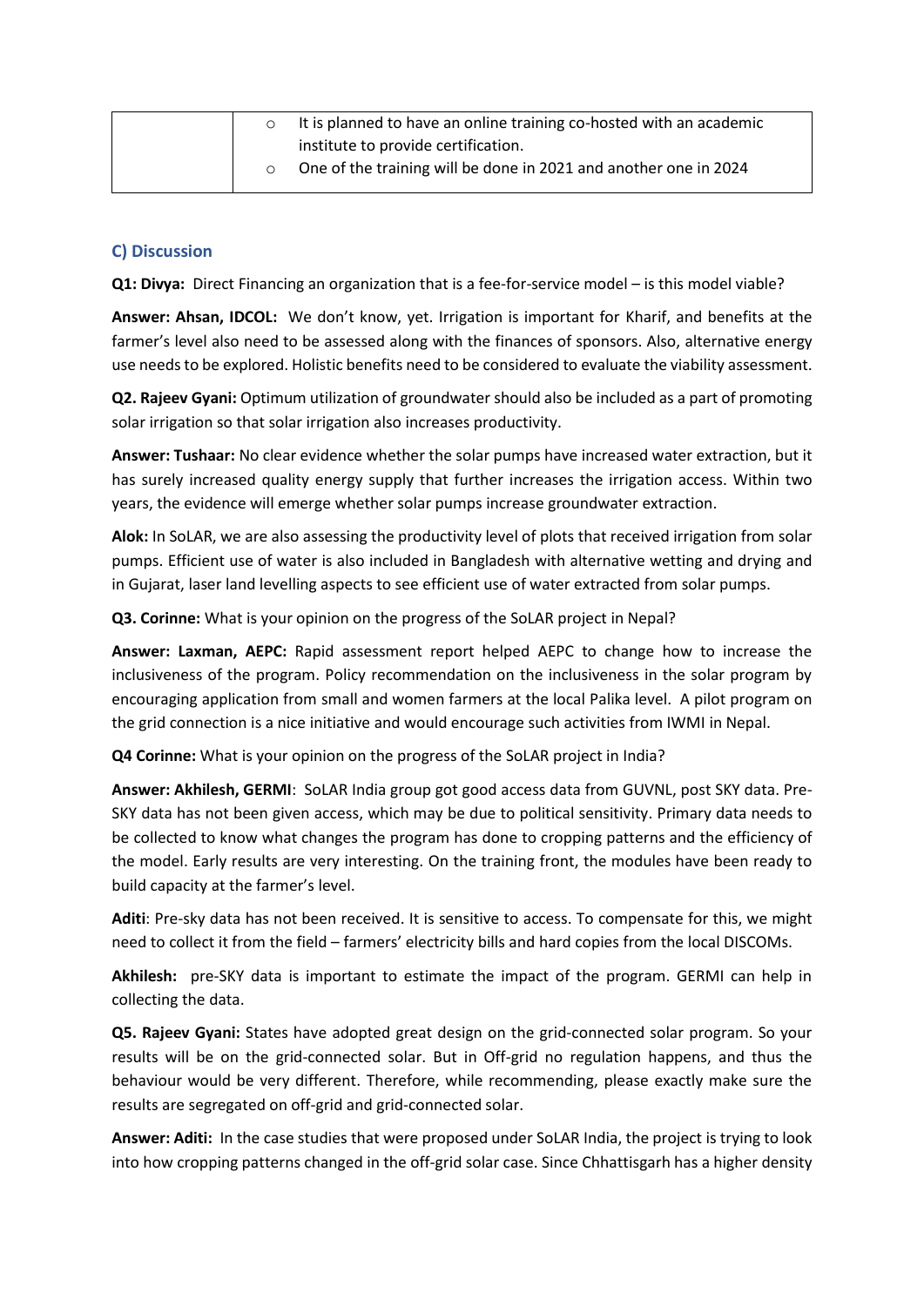| | ◦ It is planned to have an online training co-hosted with an academic institute to provide certification.<br>◦ One of the training will be done in 2021 and another one in 2024 |
|---|---|

### C) Discussion

**Q1: Divya:** Direct Financing an organization that is a fee-for-service model – is this model viable?

**Answer: Ahsan, IDCOL:** We don't know, yet. Irrigation is important for Kharif, and benefits at the farmer's level also need to be assessed along with the finances of sponsors. Also, alternative energy use needs to be explored. Holistic benefits need to be considered to evaluate the viability assessment.

**Q2. Rajeev Gyani:** Optimum utilization of groundwater should also be included as a part of promoting solar irrigation so that solar irrigation also increases productivity.

**Answer: Tushaar:** No clear evidence whether the solar pumps have increased water extraction, but it has surely increased quality energy supply that further increases the irrigation access. Within two years, the evidence will emerge whether solar pumps increase groundwater extraction.

**Alok:** In SoLAR, we are also assessing the productivity level of plots that received irrigation from solar pumps. Efficient use of water is also included in Bangladesh with alternative wetting and drying and in Gujarat, laser land levelling aspects to see efficient use of water extracted from solar pumps.

**Q3. Corinne:** What is your opinion on the progress of the SoLAR project in Nepal?

**Answer: Laxman, AEPC:** Rapid assessment report helped AEPC to change how to increase the inclusiveness of the program. Policy recommendation on the inclusiveness in the solar program by encouraging application from small and women farmers at the local Palika level. A pilot program on the grid connection is a nice initiative and would encourage such activities from IWMI in Nepal.

**Q4 Corinne:** What is your opinion on the progress of the SoLAR project in India?

**Answer: Akhilesh, GERMI**: SoLAR India group got good access data from GUVNL, post SKY data. Pre-SKY data has not been given access, which may be due to political sensitivity. Primary data needs to be collected to know what changes the program has done to cropping patterns and the efficiency of the model. Early results are very interesting. On the training front, the modules have been ready to build capacity at the farmer's level.

**Aditi**: Pre-sky data has not been received. It is sensitive to access. To compensate for this, we might need to collect it from the field – farmers' electricity bills and hard copies from the local DISCOMs.

**Akhilesh:** pre-SKY data is important to estimate the impact of the program. GERMI can help in collecting the data.

**Q5. Rajeev Gyani:** States have adopted great design on the grid-connected solar program. So your results will be on the grid-connected solar. But in Off-grid no regulation happens, and thus the behaviour would be very different. Therefore, while recommending, please exactly make sure the results are segregated on off-grid and grid-connected solar.

**Answer: Aditi:** In the case studies that were proposed under SoLAR India, the project is trying to look into how cropping patterns changed in the off-grid solar case. Since Chhattisgarh has a higher density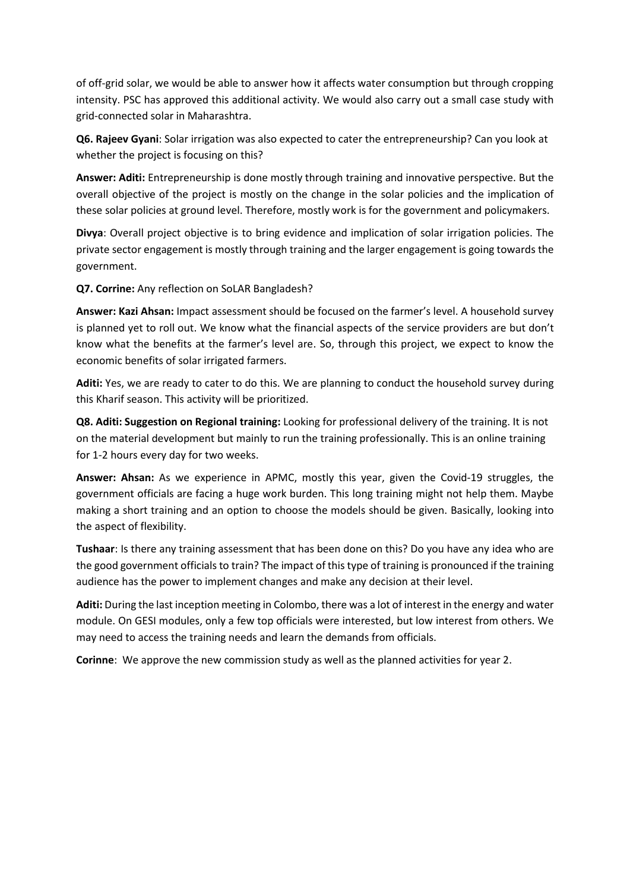of off-grid solar, we would be able to answer how it affects water consumption but through cropping intensity. PSC has approved this additional activity. We would also carry out a small case study with grid-connected solar in Maharashtra.

**Q6. Rajeev Gyani**: Solar irrigation was also expected to cater the entrepreneurship? Can you look at whether the project is focusing on this?

**Answer: Aditi:** Entrepreneurship is done mostly through training and innovative perspective. But the overall objective of the project is mostly on the change in the solar policies and the implication of these solar policies at ground level. Therefore, mostly work is for the government and policymakers.

**Divya**: Overall project objective is to bring evidence and implication of solar irrigation policies. The private sector engagement is mostly through training and the larger engagement is going towards the government.

**Q7. Corrine:** Any reflection on SoLAR Bangladesh?

**Answer: Kazi Ahsan:** Impact assessment should be focused on the farmer's level. A household survey is planned yet to roll out. We know what the financial aspects of the service providers are but don't know what the benefits at the farmer's level are. So, through this project, we expect to know the economic benefits of solar irrigated farmers.

**Aditi:** Yes, we are ready to cater to do this. We are planning to conduct the household survey during this Kharif season. This activity will be prioritized.

**Q8. Aditi: Suggestion on Regional training:** Looking for professional delivery of the training. It is not on the material development but mainly to run the training professionally. This is an online training for 1-2 hours every day for two weeks.

**Answer: Ahsan:** As we experience in APMC, mostly this year, given the Covid-19 struggles, the government officials are facing a huge work burden. This long training might not help them. Maybe making a short training and an option to choose the models should be given. Basically, looking into the aspect of flexibility.

**Tushaar**: Is there any training assessment that has been done on this? Do you have any idea who are the good government officials to train? The impact of this type of training is pronounced if the training audience has the power to implement changes and make any decision at their level.

**Aditi:** During the last inception meeting in Colombo, there was a lot of interest in the energy and water module. On GESI modules, only a few top officials were interested, but low interest from others. We may need to access the training needs and learn the demands from officials.

**Corinne**: We approve the new commission study as well as the planned activities for year 2.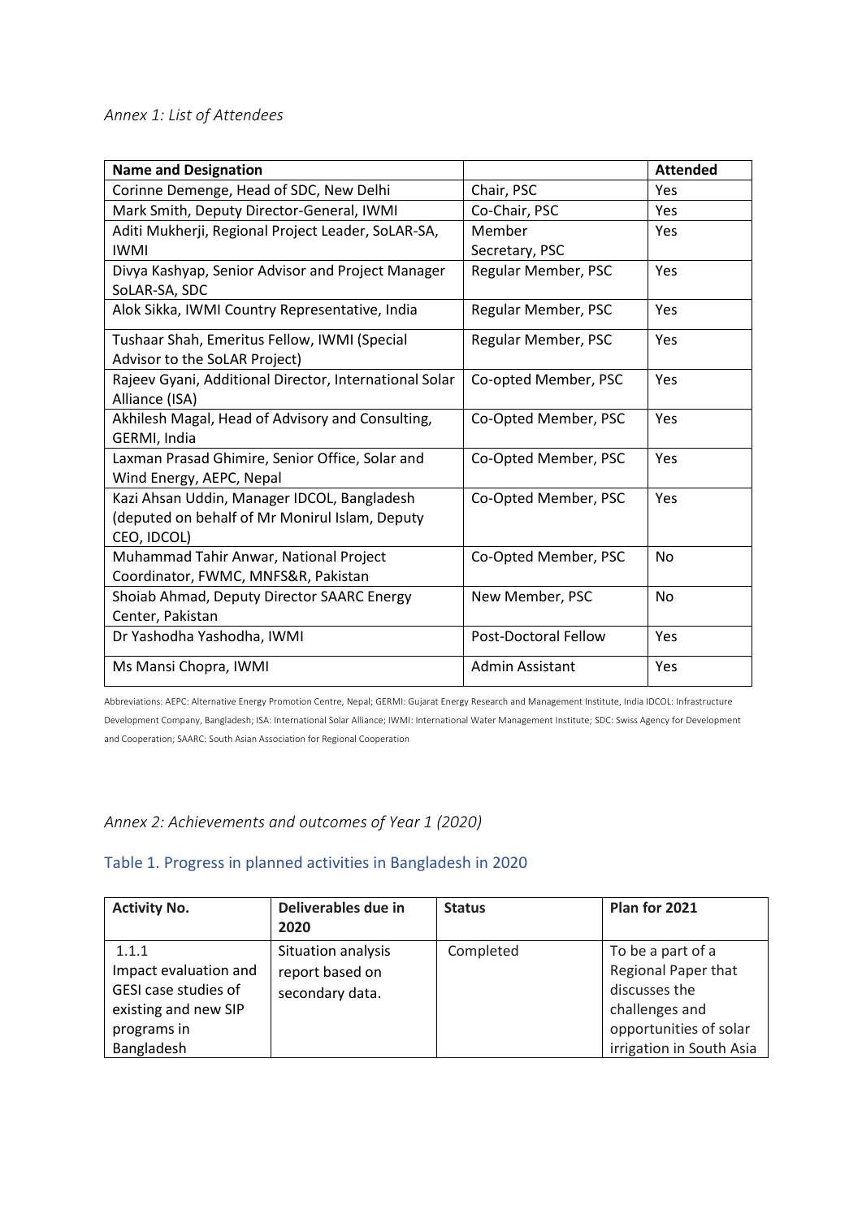*Annex 1: List of Attendees*

| Name and Designation | | Attended |
|---|---|---|
| Corinne Demenge, Head of SDC, New Delhi | Chair, PSC | Yes |
| Mark Smith, Deputy Director-General, IWMI | Co-Chair, PSC | Yes |
| Aditi Mukherji, Regional Project Leader, SoLAR-SA, IWMI | Member Secretary, PSC | Yes |
| Divya Kashyap, Senior Advisor and Project Manager SoLAR-SA, SDC | Regular Member, PSC | Yes |
| Alok Sikka, IWMI Country Representative, India | Regular Member, PSC | Yes |
| Tushaar Shah, Emeritus Fellow, IWMI (Special Advisor to the SoLAR Project) | Regular Member, PSC | Yes |
| Rajeev Gyani, Additional Director, International Solar Alliance (ISA) | Co-opted Member, PSC | Yes |
| Akhilesh Magal, Head of Advisory and Consulting, GERMI, India | Co-Opted Member, PSC | Yes |
| Laxman Prasad Ghimire, Senior Office, Solar and Wind Energy, AEPC, Nepal | Co-Opted Member, PSC | Yes |
| Kazi Ahsan Uddin, Manager IDCOL, Bangladesh (deputed on behalf of Mr Monirul Islam, Deputy CEO, IDCOL) | Co-Opted Member, PSC | Yes |
| Muhammad Tahir Anwar, National Project Coordinator, FWMC, MNFS&R, Pakistan | Co-Opted Member, PSC | No |
| Shoiab Ahmad, Deputy Director SAARC Energy Center, Pakistan | New Member, PSC | No |
| Dr Yashodha Yashodha, IWMI | Post-Doctoral Fellow | Yes |
| Ms Mansi Chopra, IWMI | Admin Assistant | Yes |

Abbreviations: AEPC: Alternative Energy Promotion Centre, Nepal; GERMI: Gujarat Energy Research and Management Institute, India IDCOL: Infrastructure Development Company, Bangladesh; ISA: International Solar Alliance; IWMI: International Water Management Institute; SDC: Swiss Agency for Development and Cooperation; SAARC: South Asian Association for Regional Cooperation

*Annex 2: Achievements and outcomes of Year 1 (2020)*

### Table 1. Progress in planned activities in Bangladesh in 2020

| Activity No. | Deliverables due in 2020 | Status | Plan for 2021 |
|---|---|---|---|
| 1.1.1 Impact evaluation and GESI case studies of existing and new SIP programs in Bangladesh | Situation analysis report based on secondary data. | Completed | To be a part of a Regional Paper that discusses the challenges and opportunities of solar irrigation in South Asia |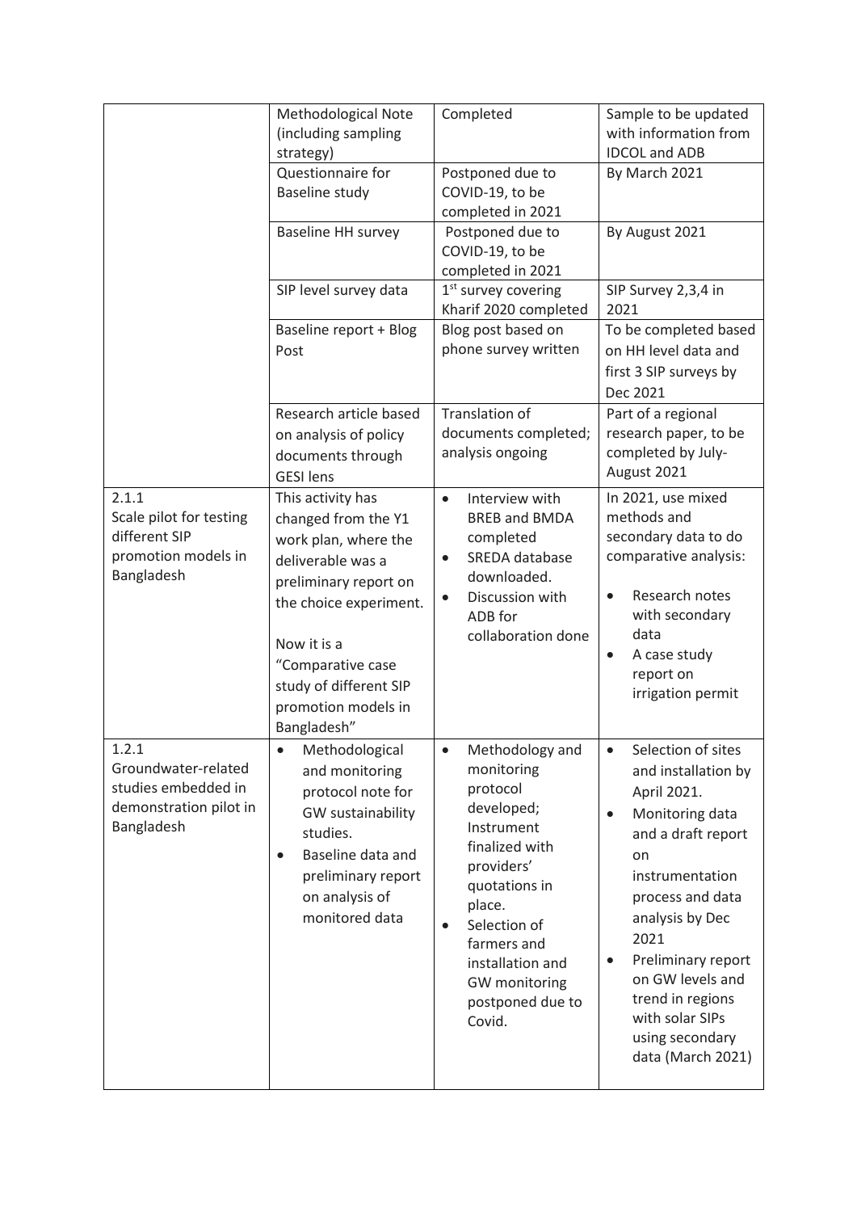| | | | |
|---|---|---|---|
| | Methodological Note (including sampling strategy) | Completed | Sample to be updated with information from IDCOL and ADB |
| | Questionnaire for Baseline study | Postponed due to COVID-19, to be completed in 2021 | By March 2021 |
| | Baseline HH survey | Postponed due to COVID-19, to be completed in 2021 | By August 2021 |
| | SIP level survey data | 1st survey covering Kharif 2020 completed | SIP Survey 2,3,4 in 2021 |
| | Baseline report + Blog Post | Blog post based on phone survey written | To be completed based on HH level data and first 3 SIP surveys by Dec 2021 |
| | Research article based on analysis of policy documents through GESI lens | Translation of documents completed; analysis ongoing | Part of a regional research paper, to be completed by July-August 2021 |
| 2.1.1 Scale pilot for testing different SIP promotion models in Bangladesh | This activity has changed from the Y1 work plan, where the deliverable was a preliminary report on the choice experiment. Now it is a "Comparative case study of different SIP promotion models in Bangladesh" | • Interview with BREB and BMDA completed<br>• SREDA database downloaded.<br>• Discussion with ADB for collaboration done | In 2021, use mixed methods and secondary data to do comparative analysis:<br>• Research notes with secondary data<br>• A case study report on irrigation permit |
| 1.2.1 Groundwater-related studies embedded in demonstration pilot in Bangladesh | • Methodological and monitoring protocol note for GW sustainability studies.<br>• Baseline data and preliminary report on analysis of monitored data | • Methodology and monitoring protocol developed; Instrument finalized with providers' quotations in place.<br>• Selection of farmers and installation and GW monitoring postponed due to Covid. | • Selection of sites and installation by April 2021.<br>• Monitoring data and a draft report on instrumentation process and data analysis by Dec 2021<br>• Preliminary report on GW levels and trend in regions with solar SIPs using secondary data (March 2021) |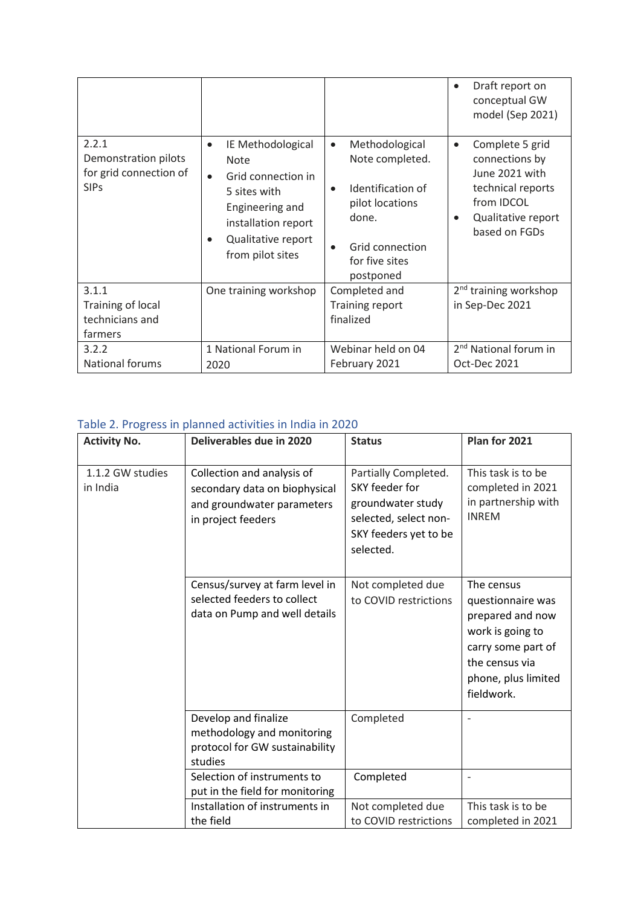| | | | |
|---|---|---|---|
| | | | • Draft report on conceptual GW model (Sep 2021) |
| 2.2.1 Demonstration pilots for grid connection of SIPs | • IE Methodological Note<br>• Grid connection in 5 sites with Engineering and installation report<br>• Qualitative report from pilot sites | • Methodological Note completed.<br>• Identification of pilot locations done.<br>• Grid connection for five sites postponed | • Complete 5 grid connections by June 2021 with technical reports from IDCOL<br>• Qualitative report based on FGDs |
| 3.1.1 Training of local technicians and farmers | One training workshop | Completed and Training report finalized | 2nd training workshop in Sep-Dec 2021 |
| 3.2.2 National forums | 1 National Forum in 2020 | Webinar held on 04 February 2021 | 2nd National forum in Oct-Dec 2021 |

Table 2. Progress in planned activities in India in 2020

| Activity No. | Deliverables due in 2020 | Status | Plan for 2021 |
|---|---|---|---|
| 1.1.2 GW studies in India | Collection and analysis of secondary data on biophysical and groundwater parameters in project feeders | Partially Completed. SKY feeder for groundwater study selected, select non-SKY feeders yet to be selected. | This task is to be completed in 2021 in partnership with INREM |
| | Census/survey at farm level in selected feeders to collect data on Pump and well details | Not completed due to COVID restrictions | The census questionnaire was prepared and now work is going to carry some part of the census via phone, plus limited fieldwork. |
| | Develop and finalize methodology and monitoring protocol for GW sustainability studies | Completed | - |
| | Selection of instruments to put in the field for monitoring | Completed | - |
| | Installation of instruments in the field | Not completed due to COVID restrictions | This task is to be completed in 2021 |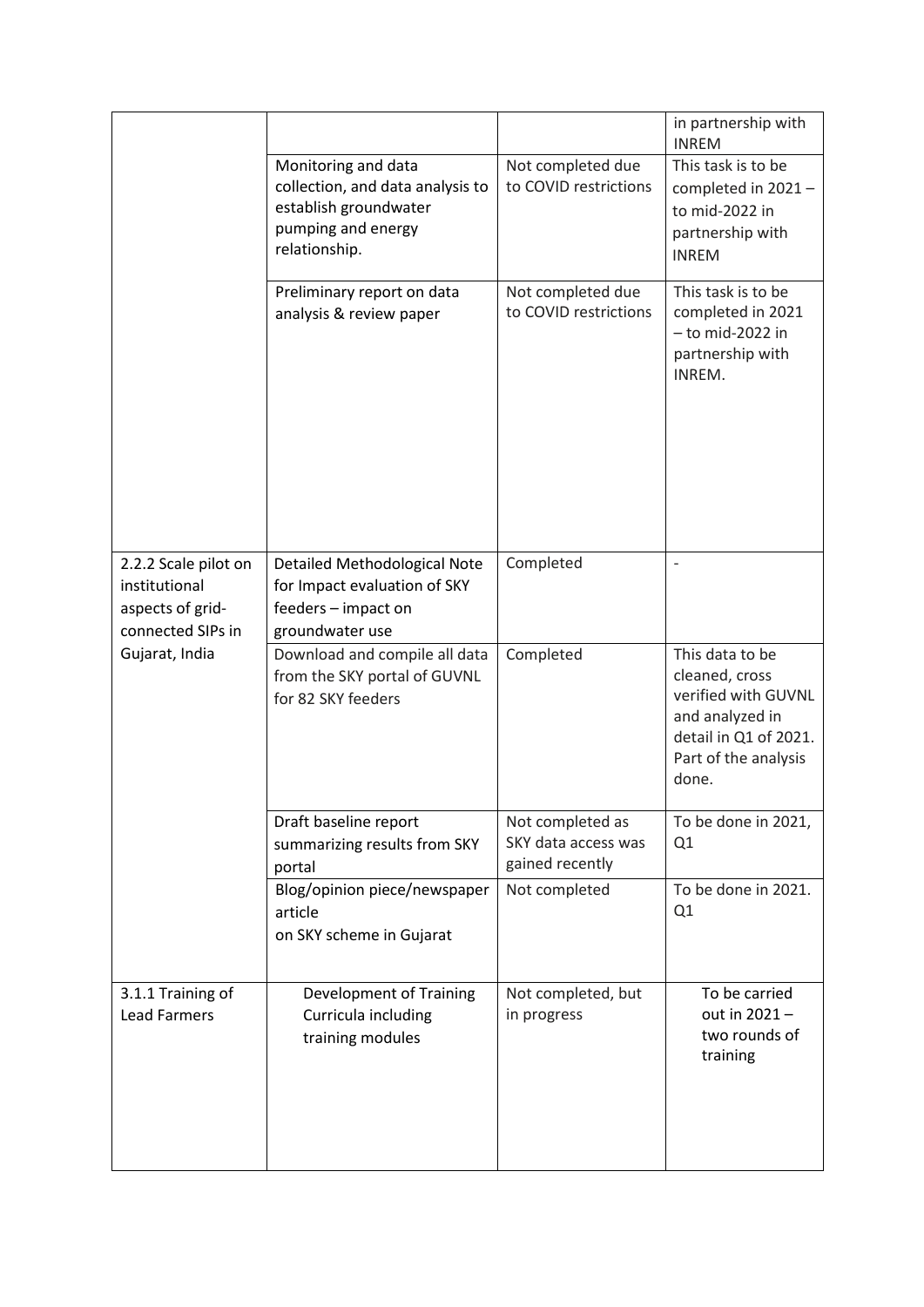| | | | |
|---|---|---|---|
| | | | in partnership with INREM |
| | Monitoring and data collection, and data analysis to establish groundwater pumping and energy relationship. | Not completed due to COVID restrictions | This task is to be completed in 2021 – to mid-2022 in partnership with INREM |
| | Preliminary report on data analysis & review paper | Not completed due to COVID restrictions | This task is to be completed in 2021 – to mid-2022 in partnership with INREM. |
| 2.2.2 Scale pilot on institutional aspects of grid-connected SIPs in Gujarat, India | Detailed Methodological Note for Impact evaluation of SKY feeders – impact on groundwater use | Completed | - |
| | Download and compile all data from the SKY portal of GUVNL for 82 SKY feeders | Completed | This data to be cleaned, cross verified with GUVNL and analyzed in detail in Q1 of 2021. Part of the analysis done. |
| | Draft baseline report summarizing results from SKY portal | Not completed as SKY data access was gained recently | To be done in 2021, Q1 |
| | Blog/opinion piece/newspaper article on SKY scheme in Gujarat | Not completed | To be done in 2021. Q1 |
| 3.1.1 Training of Lead Farmers | Development of Training Curricula including training modules | Not completed, but in progress | To be carried out in 2021 – two rounds of training |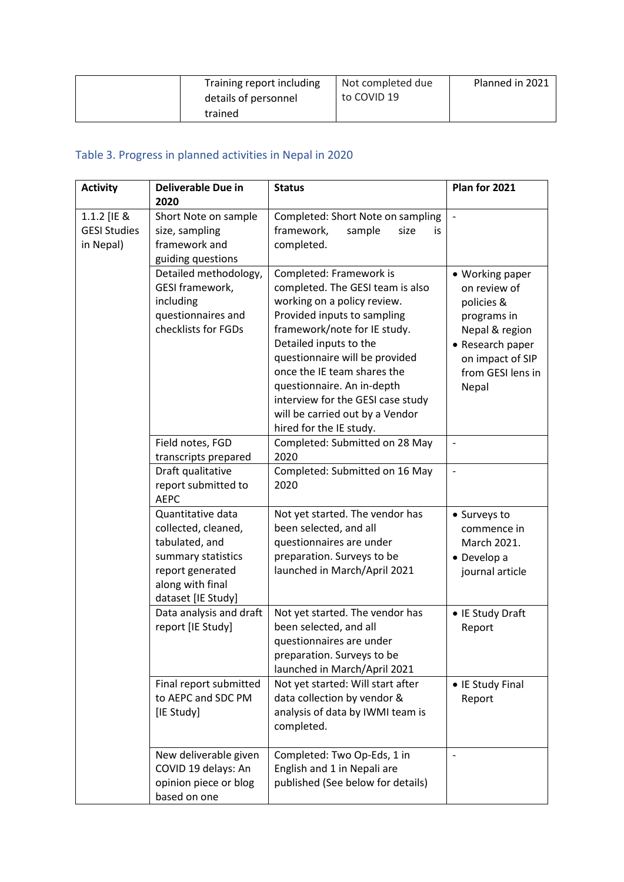|  | Training report including details of personnel trained | Not completed due to COVID 19 | Planned in 2021 |
|---|---|---|---|

### Table 3. Progress in planned activities in Nepal in 2020

| Activity | Deliverable Due in 2020 | Status | Plan for 2021 |
|---|---|---|---|
| 1.1.2 [IE & GESI Studies in Nepal) | Short Note on sample size, sampling framework and guiding questions | Completed: Short Note on sampling framework, sample size is completed. | - |
|  | Detailed methodology, GESI framework, including questionnaires and checklists for FGDs | Completed: Framework is completed. The GESI team is also working on a policy review. Provided inputs to sampling framework/note for IE study. Detailed inputs to the questionnaire will be provided once the IE team shares the questionnaire. An in-depth interview for the GESI case study will be carried out by a Vendor hired for the IE study. | • Working paper on review of policies & programs in Nepal & region<br>• Research paper on impact of SIP from GESI lens in Nepal |
|  | Field notes, FGD transcripts prepared | Completed: Submitted on 28 May 2020 | - |
|  | Draft qualitative report submitted to AEPC | Completed: Submitted on 16 May 2020 | - |
|  | Quantitative data collected, cleaned, tabulated, and summary statistics report generated along with final dataset [IE Study] | Not yet started. The vendor has been selected, and all questionnaires are under preparation. Surveys to be launched in March/April 2021 | • Surveys to commence in March 2021.<br>• Develop a journal article |
|  | Data analysis and draft report [IE Study] | Not yet started. The vendor has been selected, and all questionnaires are under preparation. Surveys to be launched in March/April 2021 | • IE Study Draft Report |
|  | Final report submitted to AEPC and SDC PM [IE Study] | Not yet started: Will start after data collection by vendor & analysis of data by IWMI team is completed. | • IE Study Final Report |
|  | New deliverable given COVID 19 delays: An opinion piece or blog based on one | Completed: Two Op-Eds, 1 in English and 1 in Nepali are published (See below for details) | - |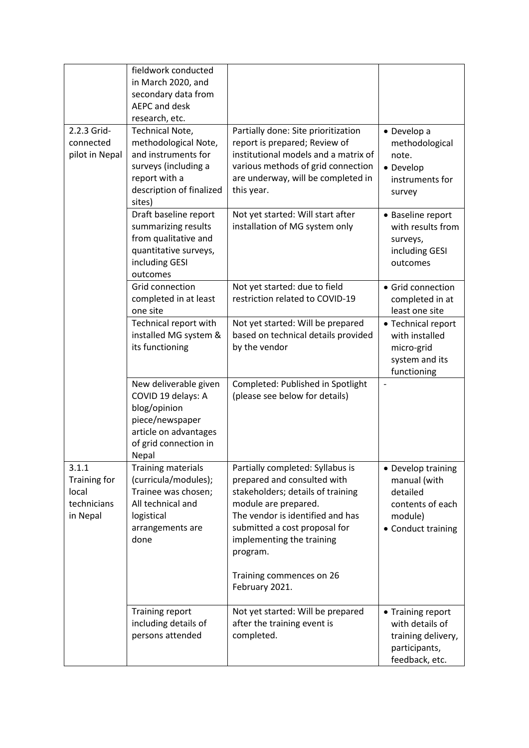| | | | |
|---|---|---|---|
| | fieldwork conducted in March 2020, and secondary data from AEPC and desk research, etc. | | |
| 2.2.3 Grid-connected pilot in Nepal | Technical Note, methodological Note, and instruments for surveys (including a report with a description of finalized sites) | Partially done: Site prioritization report is prepared; Review of institutional models and a matrix of various methods of grid connection are underway, will be completed in this year. | • Develop a methodological note.<br>• Develop instruments for survey |
| | Draft baseline report summarizing results from qualitative and quantitative surveys, including GESI outcomes | Not yet started: Will start after installation of MG system only | • Baseline report with results from surveys, including GESI outcomes |
| | Grid connection completed in at least one site | Not yet started: due to field restriction related to COVID-19 | • Grid connection completed in at least one site |
| | Technical report with installed MG system & its functioning | Not yet started: Will be prepared based on technical details provided by the vendor | • Technical report with installed micro-grid system and its functioning |
| | New deliverable given COVID 19 delays: A blog/opinion piece/newspaper article on advantages of grid connection in Nepal | Completed: Published in Spotlight (please see below for details) | - |
| 3.1.1 Training for local technicians in Nepal | Training materials (curricula/modules); Trainee was chosen; All technical and logistical arrangements are done | Partially completed: Syllabus is prepared and consulted with stakeholders; details of training module are prepared.<br>The vendor is identified and has submitted a cost proposal for implementing the training program.<br><br>Training commences on 26 February 2021. | • Develop training manual (with detailed contents of each module)<br>• Conduct training |
| | Training report including details of persons attended | Not yet started: Will be prepared after the training event is completed. | • Training report with details of training delivery, participants, feedback, etc. |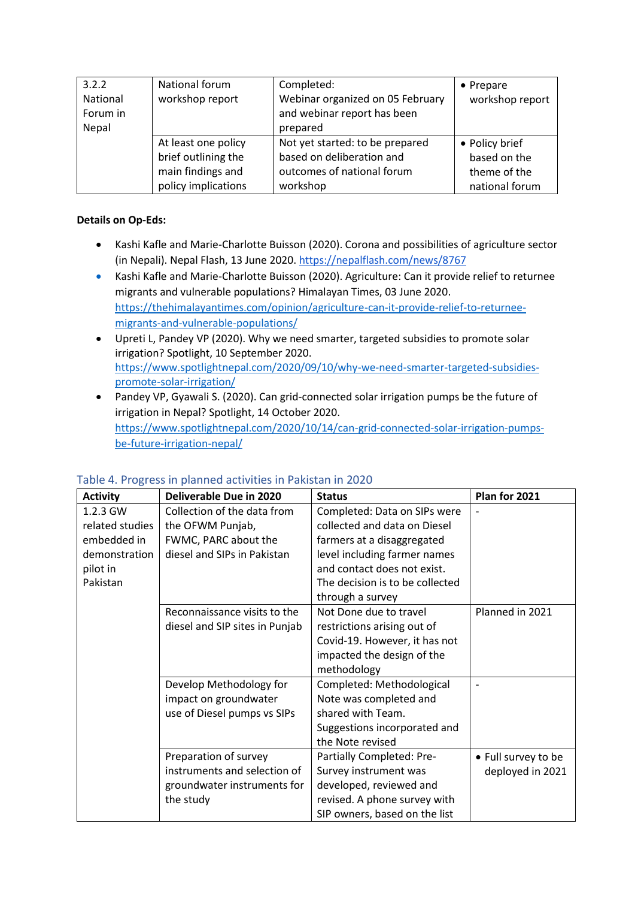| | | | |
|---|---|---|---|
| 3.2.2 National Forum in Nepal | National forum workshop report | Completed: Webinar organized on 05 February and webinar report has been prepared | • Prepare workshop report |
| | At least one policy brief outlining the main findings and policy implications | Not yet started: to be prepared based on deliberation and outcomes of national forum workshop | • Policy brief based on the theme of the national forum |

**Details on Op-Eds:**

- Kashi Kafle and Marie-Charlotte Buisson (2020). Corona and possibilities of agriculture sector (in Nepali). Nepal Flash, 13 June 2020. https://nepalflash.com/news/8767
- Kashi Kafle and Marie-Charlotte Buisson (2020). Agriculture: Can it provide relief to returnee migrants and vulnerable populations? Himalayan Times, 03 June 2020. https://thehimalayantimes.com/opinion/agriculture-can-it-provide-relief-to-returnee-migrants-and-vulnerable-populations/
- Upreti L, Pandey VP (2020). Why we need smarter, targeted subsidies to promote solar irrigation? Spotlight, 10 September 2020. https://www.spotlightnepal.com/2020/09/10/why-we-need-smarter-targeted-subsidies-promote-solar-irrigation/
- Pandey VP, Gyawali S. (2020). Can grid-connected solar irrigation pumps be the future of irrigation in Nepal? Spotlight, 14 October 2020. https://www.spotlightnepal.com/2020/10/14/can-grid-connected-solar-irrigation-pumps-be-future-irrigation-nepal/

Table 4. Progress in planned activities in Pakistan in 2020

| Activity | Deliverable Due in 2020 | Status | Plan for 2021 |
|---|---|---|---|
| 1.2.3 GW related studies embedded in demonstration pilot in Pakistan | Collection of the data from the OFWM Punjab, FWMC, PARC about the diesel and SIPs in Pakistan | Completed: Data on SIPs were collected and data on Diesel farmers at a disaggregated level including farmer names and contact does not exist. The decision is to be collected through a survey | - |
| | Reconnaissance visits to the diesel and SIP sites in Punjab | Not Done due to travel restrictions arising out of Covid-19. However, it has not impacted the design of the methodology | Planned in 2021 |
| | Develop Methodology for impact on groundwater use of Diesel pumps vs SIPs | Completed: Methodological Note was completed and shared with Team. Suggestions incorporated and the Note revised | - |
| | Preparation of survey instruments and selection of groundwater instruments for the study | Partially Completed: Pre-Survey instrument was developed, reviewed and revised. A phone survey with SIP owners, based on the list | • Full survey to be deployed in 2021 |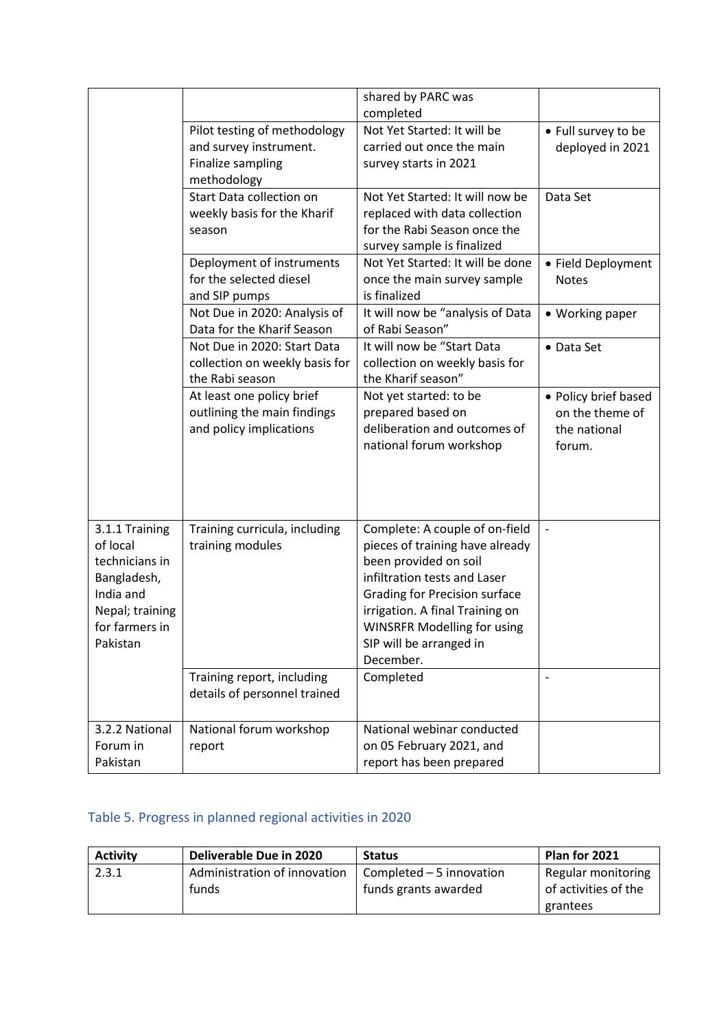| | | shared by PARC was completed | |
|---|---|---|---|
| | Pilot testing of methodology and survey instrument. Finalize sampling methodology | Not Yet Started: It will be carried out once the main survey starts in 2021 | • Full survey to be deployed in 2021 |
| | Start Data collection on weekly basis for the Kharif season | Not Yet Started: It will now be replaced with data collection for the Rabi Season once the survey sample is finalized | Data Set |
| | Deployment of instruments for the selected diesel and SIP pumps | Not Yet Started: It will be done once the main survey sample is finalized | • Field Deployment Notes |
| | Not Due in 2020: Analysis of Data for the Kharif Season | It will now be "analysis of Data of Rabi Season" | • Working paper |
| | Not Due in 2020: Start Data collection on weekly basis for the Rabi season | It will now be "Start Data collection on weekly basis for the Kharif season" | • Data Set |
| | At least one policy brief outlining the main findings and policy implications | Not yet started: to be prepared based on deliberation and outcomes of national forum workshop | • Policy brief based on the theme of the national forum. |
| 3.1.1 Training of local technicians in Bangladesh, India and Nepal; training for farmers in Pakistan | Training curricula, including training modules | Complete: A couple of on-field pieces of training have already been provided on soil infiltration tests and Laser Grading for Precision surface irrigation. A final Training on WINSRFR Modelling for using SIP will be arranged in December. | - |
| | Training report, including details of personnel trained | Completed | - |
| 3.2.2 National Forum in Pakistan | National forum workshop report | National webinar conducted on 05 February 2021, and report has been prepared | |

## Table 5. Progress in planned regional activities in 2020

| Activity | Deliverable Due in 2020 | Status | Plan for 2021 |
|---|---|---|---|
| 2.3.1 | Administration of innovation funds | Completed – 5 innovation funds grants awarded | Regular monitoring of activities of the grantees |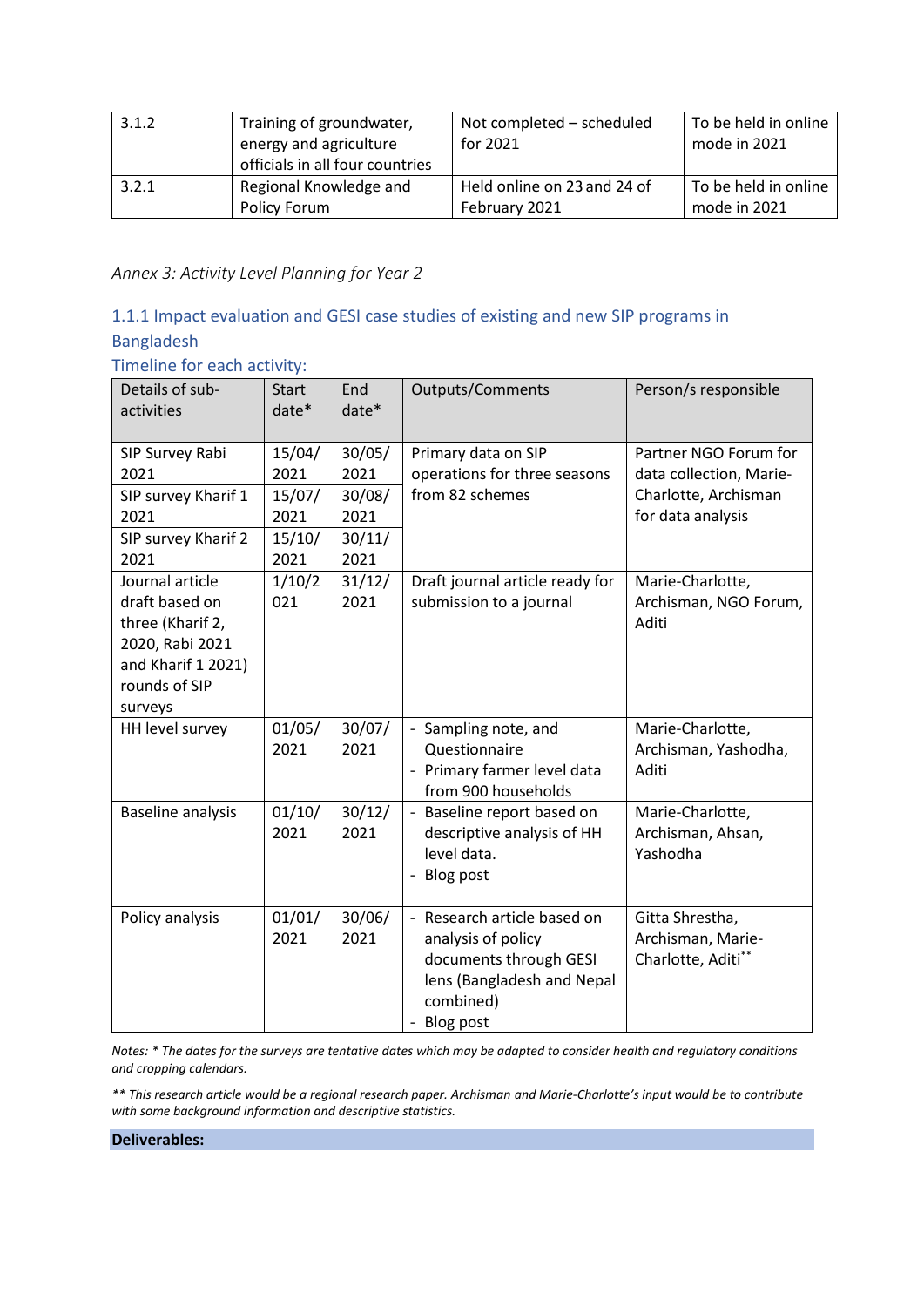| 3.1.2 | Training of groundwater, energy and agriculture officials in all four countries | Not completed – scheduled for 2021 | To be held in online mode in 2021 |
|---|---|---|---|
| 3.2.1 | Regional Knowledge and Policy Forum | Held online on 23 and 24 of February 2021 | To be held in online mode in 2021 |

*Annex 3: Activity Level Planning for Year 2*

## 1.1.1 Impact evaluation and GESI case studies of existing and new SIP programs in Bangladesh

### Timeline for each activity:

| Details of sub-activities | Start date* | End date* | Outputs/Comments | Person/s responsible |
|---|---|---|---|---|
| SIP Survey Rabi 2021 | 15/04/2021 | 30/05/2021 | Primary data on SIP operations for three seasons from 82 schemes | Partner NGO Forum for data collection, Marie-Charlotte, Archisman for data analysis |
| SIP survey Kharif 1 2021 | 15/07/2021 | 30/08/2021 | | |
| SIP survey Kharif 2 2021 | 15/10/2021 | 30/11/2021 | | |
| Journal article draft based on three (Kharif 2, 2020, Rabi 2021 and Kharif 1 2021) rounds of SIP surveys | 1/10/2021 | 31/12/2021 | Draft journal article ready for submission to a journal | Marie-Charlotte, Archisman, NGO Forum, Aditi |
| HH level survey | 01/05/2021 | 30/07/2021 | - Sampling note, and Questionnaire<br>- Primary farmer level data from 900 households | Marie-Charlotte, Archisman, Yashodha, Aditi |
| Baseline analysis | 01/10/2021 | 30/12/2021 | - Baseline report based on descriptive analysis of HH level data.<br>- Blog post | Marie-Charlotte, Archisman, Ahsan, Yashodha |
| Policy analysis | 01/01/2021 | 30/06/2021 | - Research article based on analysis of policy documents through GESI lens (Bangladesh and Nepal combined)<br>- Blog post | Gitta Shrestha, Archisman, Marie-Charlotte, Aditi** |

*Notes: * The dates for the surveys are tentative dates which may be adapted to consider health and regulatory conditions and cropping calendars.*

*** This research article would be a regional research paper. Archisman and Marie-Charlotte's input would be to contribute with some background information and descriptive statistics.*

**Deliverables:**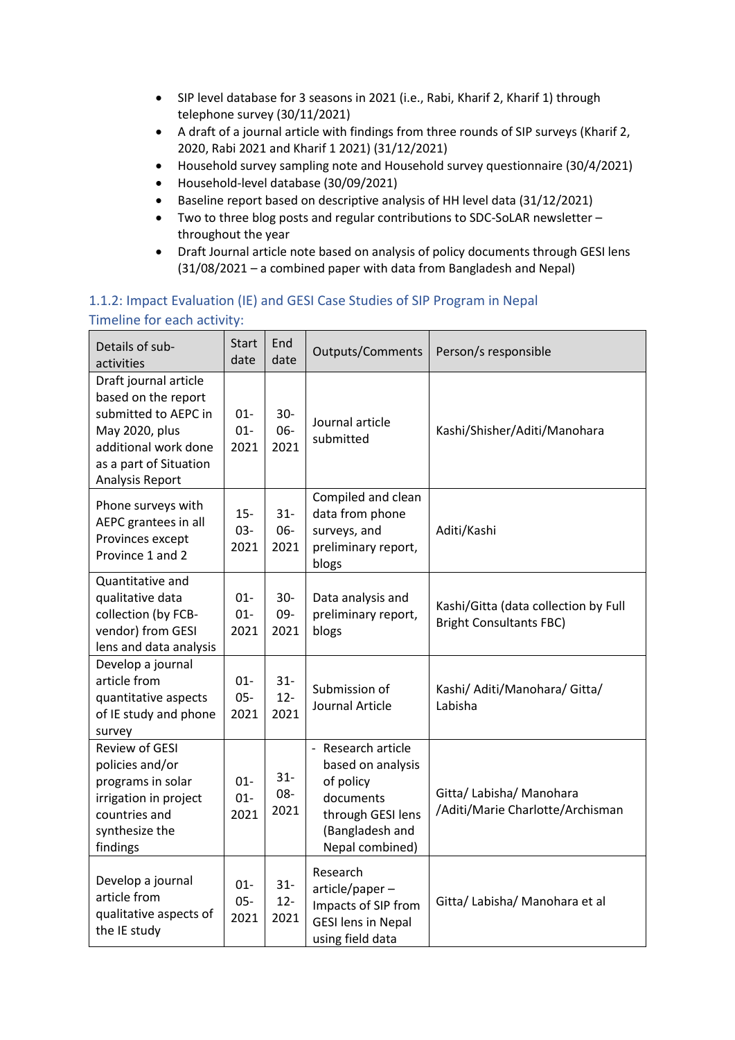- SIP level database for 3 seasons in 2021 (i.e., Rabi, Kharif 2, Kharif 1) through telephone survey (30/11/2021)
- A draft of a journal article with findings from three rounds of SIP surveys (Kharif 2, 2020, Rabi 2021 and Kharif 1 2021) (31/12/2021)
- Household survey sampling note and Household survey questionnaire (30/4/2021)
- Household-level database (30/09/2021)
- Baseline report based on descriptive analysis of HH level data (31/12/2021)
- Two to three blog posts and regular contributions to SDC-SoLAR newsletter – throughout the year
- Draft Journal article note based on analysis of policy documents through GESI lens (31/08/2021 – a combined paper with data from Bangladesh and Nepal)

### 1.1.2: Impact Evaluation (IE) and GESI Case Studies of SIP Program in Nepal

Timeline for each activity:

| Details of sub-activities | Start date | End date | Outputs/Comments | Person/s responsible |
|---|---|---|---|---|
| Draft journal article based on the report submitted to AEPC in May 2020, plus additional work done as a part of Situation Analysis Report | 01-01-2021 | 30-06-2021 | Journal article submitted | Kashi/Shisher/Aditi/Manohara |
| Phone surveys with AEPC grantees in all Provinces except Province 1 and 2 | 15-03-2021 | 31-06-2021 | Compiled and clean data from phone surveys, and preliminary report, blogs | Aditi/Kashi |
| Quantitative and qualitative data collection (by FCB-vendor) from GESI lens and data analysis | 01-01-2021 | 30-09-2021 | Data analysis and preliminary report, blogs | Kashi/Gitta (data collection by Full Bright Consultants FBC) |
| Develop a journal article from quantitative aspects of IE study and phone survey | 01-05-2021 | 31-12-2021 | Submission of Journal Article | Kashi/ Aditi/Manohara/ Gitta/ Labisha |
| Review of GESI policies and/or programs in solar irrigation in project countries and synthesize the findings | 01-01-2021 | 31-08-2021 | - Research article based on analysis of policy documents through GESI lens (Bangladesh and Nepal combined) | Gitta/ Labisha/ Manohara /Aditi/Marie Charlotte/Archisman |
| Develop a journal article from qualitative aspects of the IE study | 01-05-2021 | 31-12-2021 | Research article/paper – Impacts of SIP from GESI lens in Nepal using field data | Gitta/ Labisha/ Manohara et al |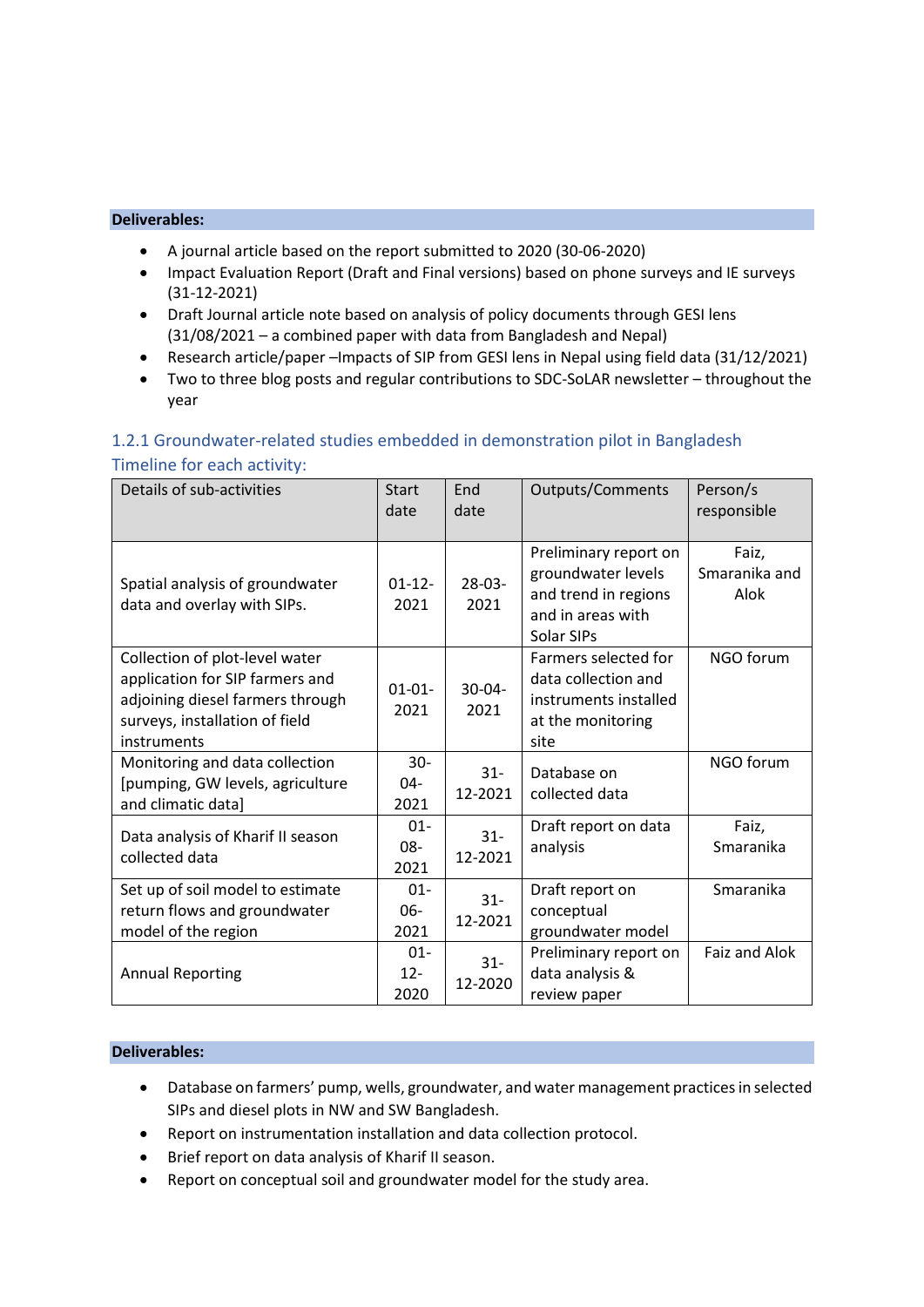**Deliverables:**

- A journal article based on the report submitted to 2020 (30-06-2020)
- Impact Evaluation Report (Draft and Final versions) based on phone surveys and IE surveys (31-12-2021)
- Draft Journal article note based on analysis of policy documents through GESI lens (31/08/2021 – a combined paper with data from Bangladesh and Nepal)
- Research article/paper –Impacts of SIP from GESI lens in Nepal using field data (31/12/2021)
- Two to three blog posts and regular contributions to SDC-SoLAR newsletter – throughout the year

### 1.2.1 Groundwater-related studies embedded in demonstration pilot in Bangladesh

Timeline for each activity:

| Details of sub-activities | Start date | End date | Outputs/Comments | Person/s responsible |
|---|---|---|---|---|
| Spatial analysis of groundwater data and overlay with SIPs. | 01-12-2021 | 28-03-2021 | Preliminary report on groundwater levels and trend in regions and in areas with Solar SIPs | Faiz, Smaranika and Alok |
| Collection of plot-level water application for SIP farmers and adjoining diesel farmers through surveys, installation of field instruments | 01-01-2021 | 30-04-2021 | Farmers selected for data collection and instruments installed at the monitoring site | NGO forum |
| Monitoring and data collection [pumping, GW levels, agriculture and climatic data] | 30-04-2021 | 31-12-2021 | Database on collected data | NGO forum |
| Data analysis of Kharif II season collected data | 01-08-2021 | 31-12-2021 | Draft report on data analysis | Faiz, Smaranika |
| Set up of soil model to estimate return flows and groundwater model of the region | 01-06-2021 | 31-12-2021 | Draft report on conceptual groundwater model | Smaranika |
| Annual Reporting | 01-12-2020 | 31-12-2020 | Preliminary report on data analysis & review paper | Faiz and Alok |

**Deliverables:**

- Database on farmers' pump, wells, groundwater, and water management practices in selected SIPs and diesel plots in NW and SW Bangladesh.
- Report on instrumentation installation and data collection protocol.
- Brief report on data analysis of Kharif II season.
- Report on conceptual soil and groundwater model for the study area.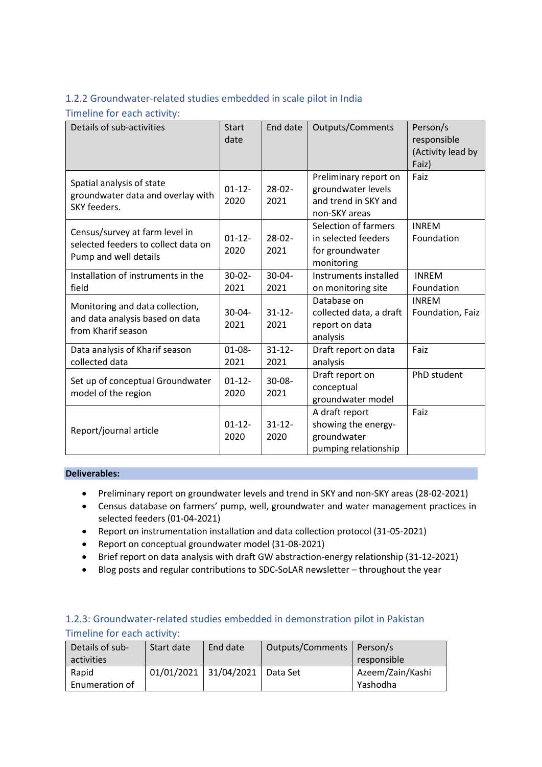### 1.2.2 Groundwater-related studies embedded in scale pilot in India

Timeline for each activity:

| Details of sub-activities | Start date | End date | Outputs/Comments | Person/s responsible (Activity lead by Faiz) |
|---|---|---|---|---|
| Spatial analysis of state groundwater data and overlay with SKY feeders. | 01-12-2020 | 28-02-2021 | Preliminary report on groundwater levels and trend in SKY and non-SKY areas | Faiz |
| Census/survey at farm level in selected feeders to collect data on Pump and well details | 01-12-2020 | 28-02-2021 | Selection of farmers in selected feeders for groundwater monitoring | INREM Foundation |
| Installation of instruments in the field | 30-02-2021 | 30-04-2021 | Instruments installed on monitoring site | INREM Foundation |
| Monitoring and data collection, and data analysis based on data from Kharif season | 30-04-2021 | 31-12-2021 | Database on collected data, a draft report on data analysis | INREM Foundation, Faiz |
| Data analysis of Kharif season collected data | 01-08-2021 | 31-12-2021 | Draft report on data analysis | Faiz |
| Set up of conceptual Groundwater model of the region | 01-12-2020 | 30-08-2021 | Draft report on conceptual groundwater model | PhD student |
| Report/journal article | 01-12-2020 | 31-12-2020 | A draft report showing the energy-groundwater pumping relationship | Faiz |

**Deliverables:**

- Preliminary report on groundwater levels and trend in SKY and non-SKY areas (28-02-2021)
- Census database on farmers' pump, well, groundwater and water management practices in selected feeders (01-04-2021)
- Report on instrumentation installation and data collection protocol (31-05-2021)
- Report on conceptual groundwater model (31-08-2021)
- Brief report on data analysis with draft GW abstraction-energy relationship (31-12-2021)
- Blog posts and regular contributions to SDC-SoLAR newsletter – throughout the year

### 1.2.3: Groundwater-related studies embedded in demonstration pilot in Pakistan

Timeline for each activity:

| Details of sub-activities | Start date | End date | Outputs/Comments | Person/s responsible |
|---|---|---|---|---|
| Rapid Enumeration of | 01/01/2021 | 31/04/2021 | Data Set | Azeem/Zain/Kashi Yashodha |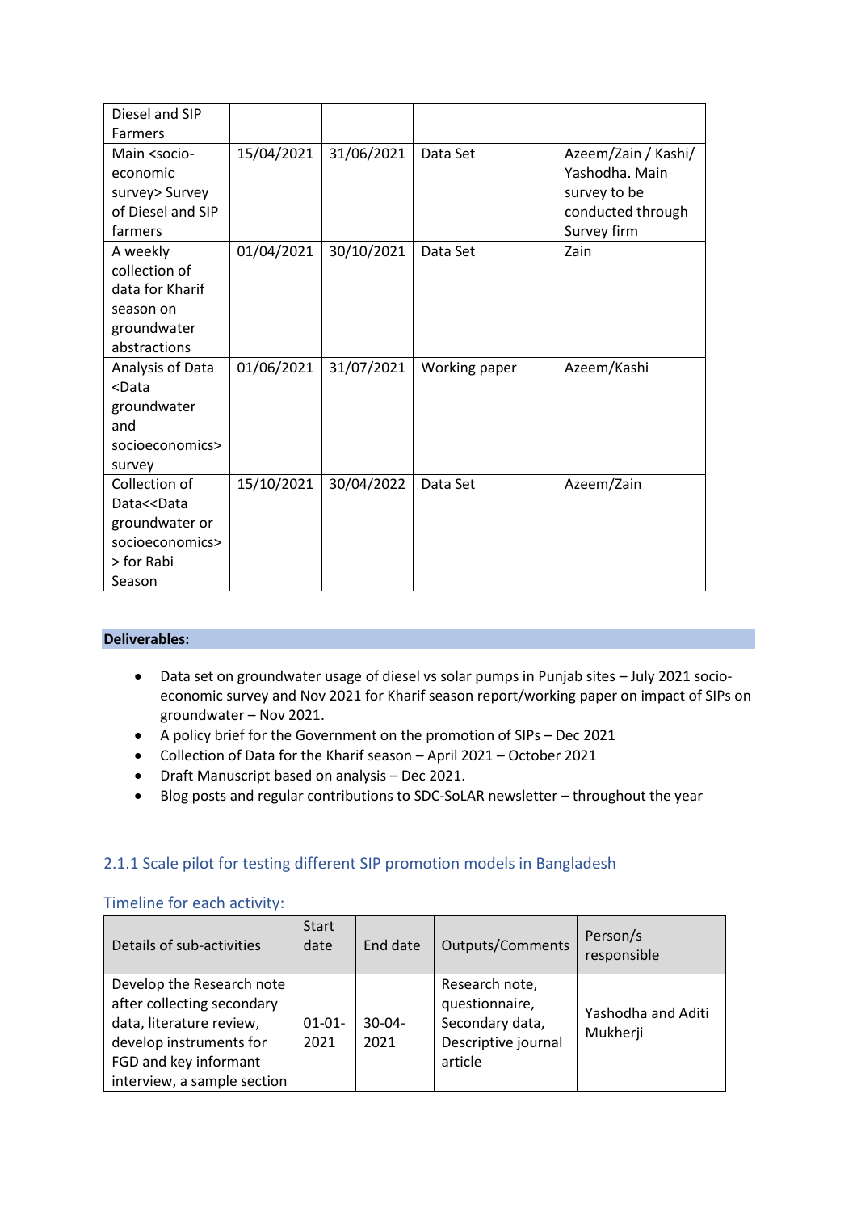| Diesel and SIP Farmers | | | | |
|---|---|---|---|---|
| Main <socio-economic survey> Survey of Diesel and SIP farmers | 15/04/2021 | 31/06/2021 | Data Set | Azeem/Zain / Kashi/ Yashodha. Main survey to be conducted through Survey firm |
| A weekly collection of data for Kharif season on groundwater abstractions | 01/04/2021 | 30/10/2021 | Data Set | Zain |
| Analysis of Data <Data groundwater and socioeconomics> survey | 01/06/2021 | 31/07/2021 | Working paper | Azeem/Kashi |
| Collection of Data<<Data groundwater or socioeconomics> > for Rabi Season | 15/10/2021 | 30/04/2022 | Data Set | Azeem/Zain |

**Deliverables:**

- Data set on groundwater usage of diesel vs solar pumps in Punjab sites – July 2021 socio-economic survey and Nov 2021 for Kharif season report/working paper on impact of SIPs on groundwater – Nov 2021.
- A policy brief for the Government on the promotion of SIPs – Dec 2021
- Collection of Data for the Kharif season – April 2021 – October 2021
- Draft Manuscript based on analysis – Dec 2021.
- Blog posts and regular contributions to SDC-SoLAR newsletter – throughout the year

### 2.1.1 Scale pilot for testing different SIP promotion models in Bangladesh

#### Timeline for each activity:

| Details of sub-activities | Start date | End date | Outputs/Comments | Person/s responsible |
|---|---|---|---|---|
| Develop the Research note after collecting secondary data, literature review, develop instruments for FGD and key informant interview, a sample section | 01-01-2021 | 30-04-2021 | Research note, questionnaire, Secondary data, Descriptive journal article | Yashodha and Aditi Mukherji |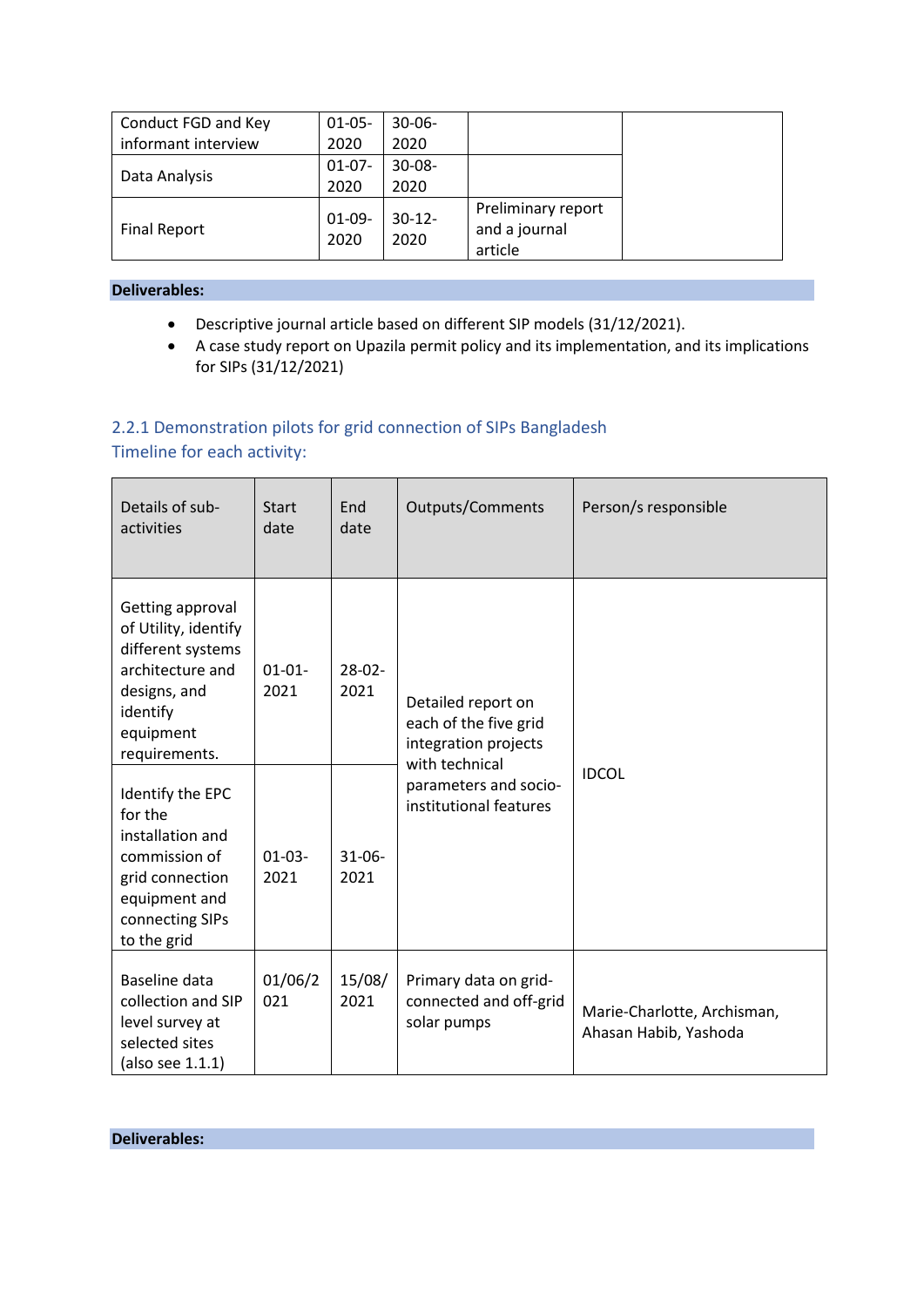| Conduct FGD and Key informant interview | 01-05-2020 | 30-06-2020 | | |
|---|---|---|---|---|
| Data Analysis | 01-07-2020 | 30-08-2020 | | |
| Final Report | 01-09-2020 | 30-12-2020 | Preliminary report and a journal article | |

**Deliverables:**

- Descriptive journal article based on different SIP models (31/12/2021).
- A case study report on Upazila permit policy and its implementation, and its implications for SIPs (31/12/2021)

## 2.2.1 Demonstration pilots for grid connection of SIPs Bangladesh

### Timeline for each activity:

| Details of sub-activities | Start date | End date | Outputs/Comments | Person/s responsible |
|---|---|---|---|---|
| Getting approval of Utility, identify different systems architecture and designs, and identify equipment requirements. | 01-01-2021 | 28-02-2021 | Detailed report on each of the five grid integration projects with technical parameters and socio-institutional features | IDCOL |
| Identify the EPC for the installation and commission of grid connection equipment and connecting SIPs to the grid | 01-03-2021 | 31-06-2021 | | |
| Baseline data collection and SIP level survey at selected sites (also see 1.1.1) | 01/06/2021 | 15/08/2021 | Primary data on grid-connected and off-grid solar pumps | Marie-Charlotte, Archisman, Ahasan Habib, Yashoda |

**Deliverables:**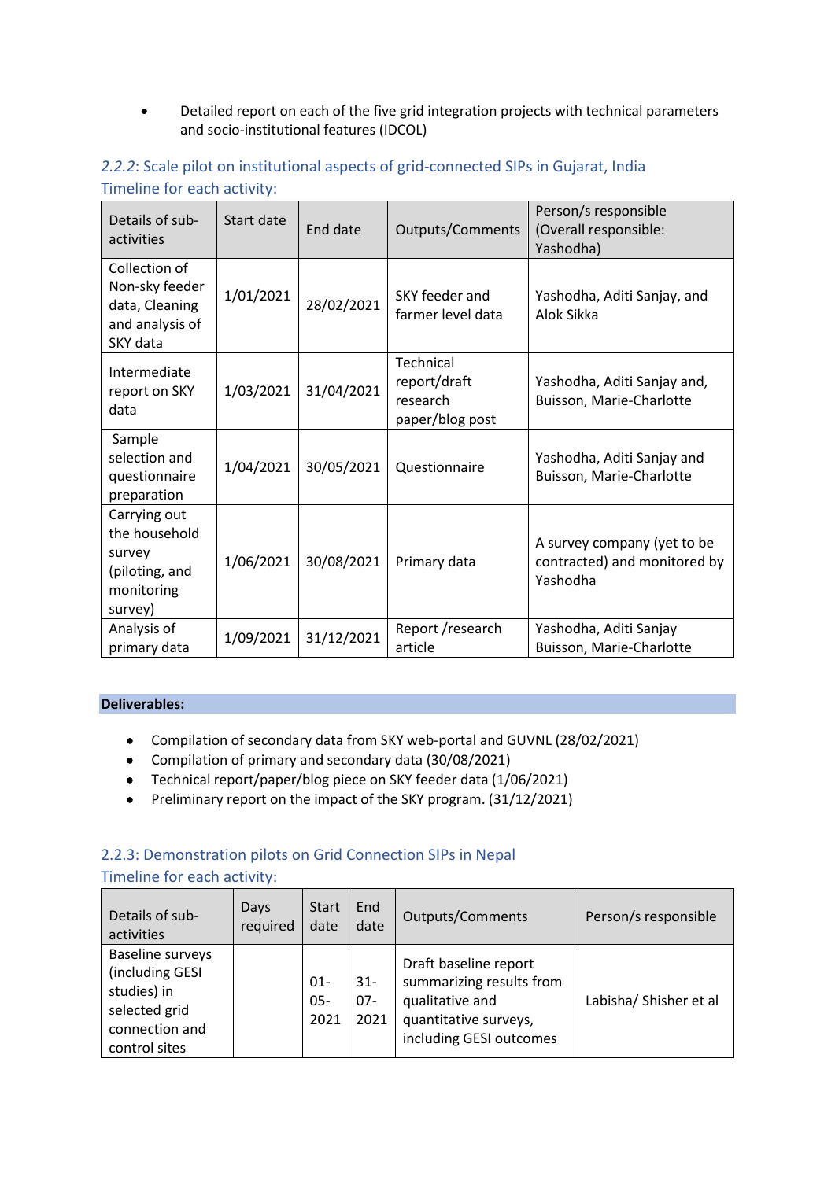- Detailed report on each of the five grid integration projects with technical parameters and socio-institutional features (IDCOL)

### *2.2.2*: Scale pilot on institutional aspects of grid-connected SIPs in Gujarat, India

Timeline for each activity:

| Details of sub-activities | Start date | End date | Outputs/Comments | Person/s responsible (Overall responsible: Yashodha) |
|---|---|---|---|---|
| Collection of Non-sky feeder data, Cleaning and analysis of SKY data | 1/01/2021 | 28/02/2021 | SKY feeder and farmer level data | Yashodha, Aditi Sanjay, and Alok Sikka |
| Intermediate report on SKY data | 1/03/2021 | 31/04/2021 | Technical report/draft research paper/blog post | Yashodha, Aditi Sanjay and, Buisson, Marie-Charlotte |
| Sample selection and questionnaire preparation | 1/04/2021 | 30/05/2021 | Questionnaire | Yashodha, Aditi Sanjay and Buisson, Marie-Charlotte |
| Carrying out the household survey (piloting, and monitoring survey) | 1/06/2021 | 30/08/2021 | Primary data | A survey company (yet to be contracted) and monitored by Yashodha |
| Analysis of primary data | 1/09/2021 | 31/12/2021 | Report /research article | Yashodha, Aditi Sanjay Buisson, Marie-Charlotte |

**Deliverables:**

- Compilation of secondary data from SKY web-portal and GUVNL (28/02/2021)
- Compilation of primary and secondary data (30/08/2021)
- Technical report/paper/blog piece on SKY feeder data (1/06/2021)
- Preliminary report on the impact of the SKY program. (31/12/2021)

### 2.2.3: Demonstration pilots on Grid Connection SIPs in Nepal

Timeline for each activity:

| Details of sub-activities | Days required | Start date | End date | Outputs/Comments | Person/s responsible |
|---|---|---|---|---|---|
| Baseline surveys (including GESI studies) in selected grid connection and control sites | | 01-05-2021 | 31-07-2021 | Draft baseline report summarizing results from qualitative and quantitative surveys, including GESI outcomes | Labisha/ Shisher et al |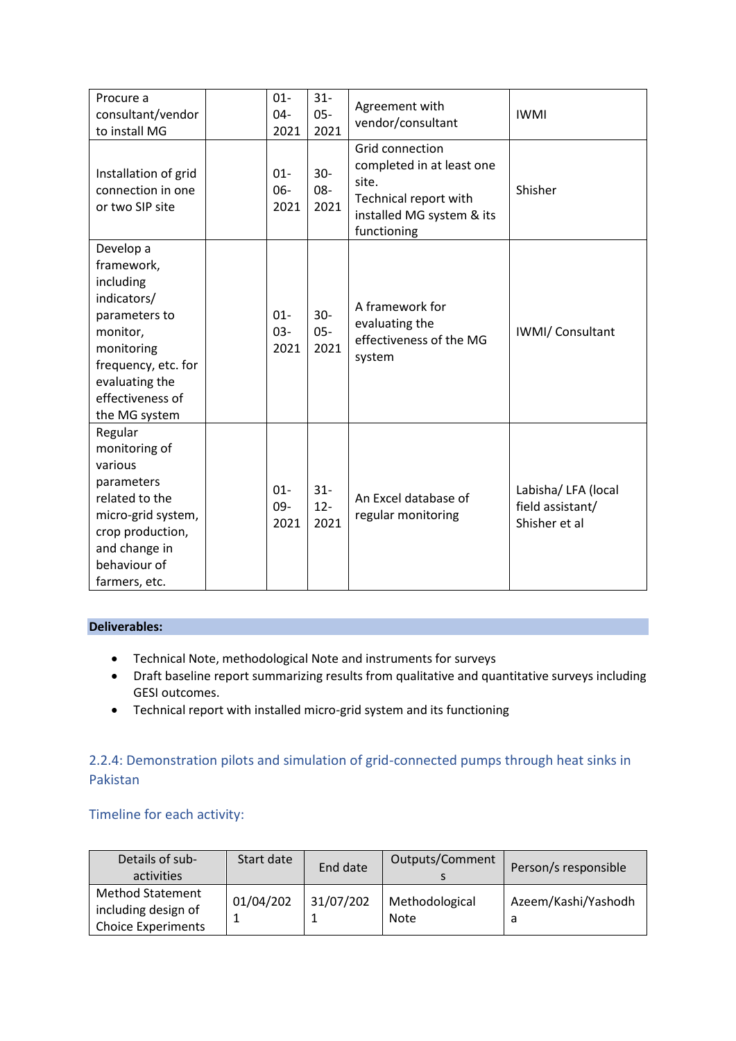| Procure a consultant/vendor to install MG | | 01-04-2021 | 31-05-2021 | Agreement with vendor/consultant | IWMI |
|---|---|---|---|---|---|
| Installation of grid connection in one or two SIP site | | 01-06-2021 | 30-08-2021 | Grid connection completed in at least one site.<br>Technical report with installed MG system & its functioning | Shisher |
| Develop a framework, including indicators/ parameters to monitor, monitoring frequency, etc. for evaluating the effectiveness of the MG system | | 01-03-2021 | 30-05-2021 | A framework for evaluating the effectiveness of the MG system | IWMI/ Consultant |
| Regular monitoring of various parameters related to the micro-grid system, crop production, and change in behaviour of farmers, etc. | | 01-09-2021 | 31-12-2021 | An Excel database of regular monitoring | Labisha/ LFA (local field assistant/ Shisher et al |

**Deliverables:**

- Technical Note, methodological Note and instruments for surveys
- Draft baseline report summarizing results from qualitative and quantitative surveys including GESI outcomes.
- Technical report with installed micro-grid system and its functioning

### 2.2.4: Demonstration pilots and simulation of grid-connected pumps through heat sinks in Pakistan

#### Timeline for each activity:

| Details of sub-activities | Start date | End date | Outputs/Comments | Person/s responsible |
|---|---|---|---|---|
| Method Statement including design of Choice Experiments | 01/04/2021 | 31/07/2021 | Methodological Note | Azeem/Kashi/Yashodha |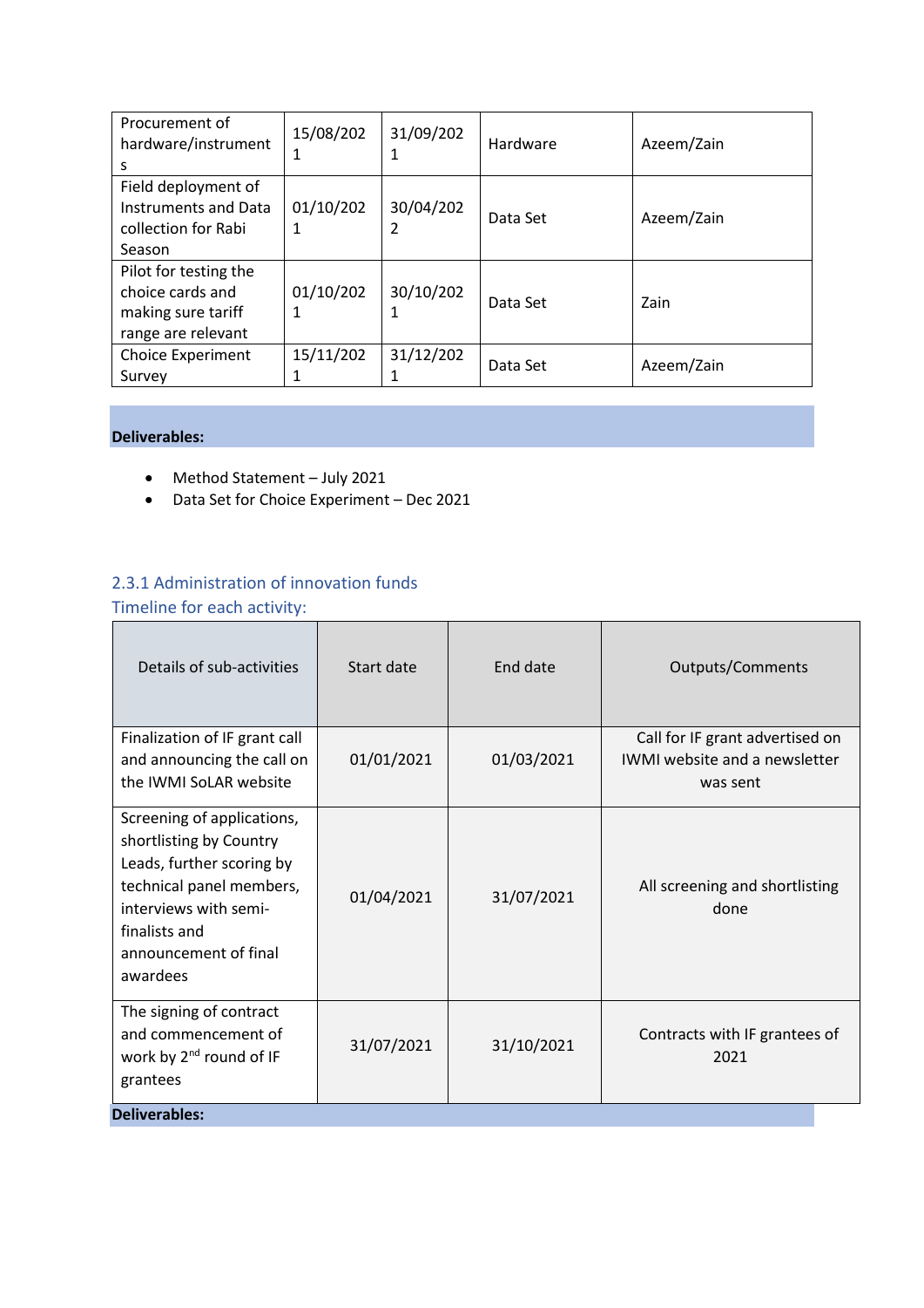| Procurement of hardware/instruments | 15/08/2021 | 31/09/2021 | Hardware | Azeem/Zain |
|---|---|---|---|---|
| Field deployment of Instruments and Data collection for Rabi Season | 01/10/2021 | 30/04/2022 | Data Set | Azeem/Zain |
| Pilot for testing the choice cards and making sure tariff range are relevant | 01/10/2021 | 30/10/2021 | Data Set | Zain |
| Choice Experiment Survey | 15/11/2021 | 31/12/2021 | Data Set | Azeem/Zain |

**Deliverables:**

- Method Statement – July 2021
- Data Set for Choice Experiment – Dec 2021

### 2.3.1 Administration of innovation funds

Timeline for each activity:

| Details of sub-activities | Start date | End date | Outputs/Comments |
|---|---|---|---|
| Finalization of IF grant call and announcing the call on the IWMI SoLAR website | 01/01/2021 | 01/03/2021 | Call for IF grant advertised on IWMI website and a newsletter was sent |
| Screening of applications, shortlisting by Country Leads, further scoring by technical panel members, interviews with semi-finalists and announcement of final awardees | 01/04/2021 | 31/07/2021 | All screening and shortlisting done |
| The signing of contract and commencement of work by 2nd round of IF grantees | 31/07/2021 | 31/10/2021 | Contracts with IF grantees of 2021 |

**Deliverables:**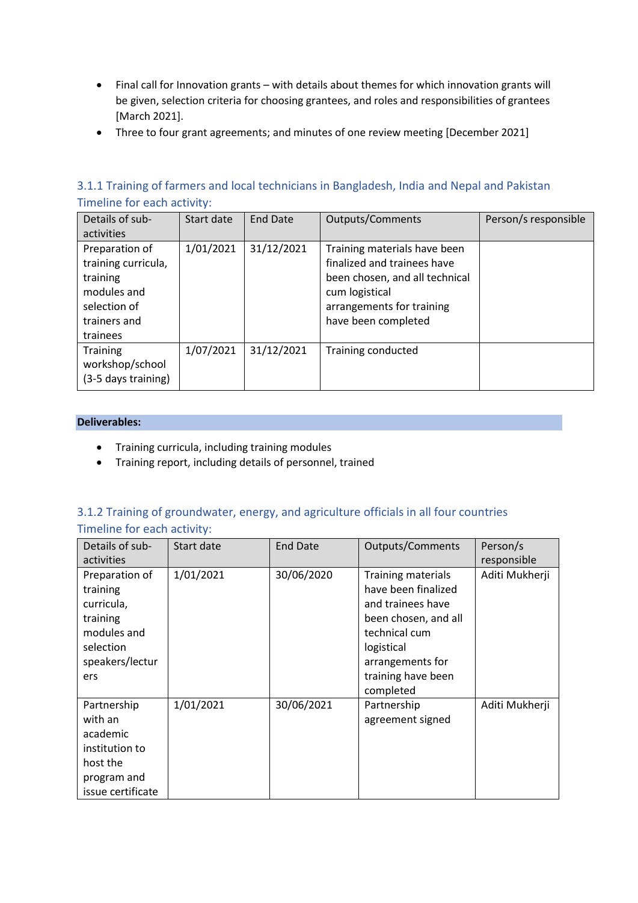- Final call for Innovation grants – with details about themes for which innovation grants will be given, selection criteria for choosing grantees, and roles and responsibilities of grantees [March 2021].
- Three to four grant agreements; and minutes of one review meeting [December 2021]

### 3.1.1 Training of farmers and local technicians in Bangladesh, India and Nepal and Pakistan

Timeline for each activity:

| Details of sub-activities | Start date | End Date | Outputs/Comments | Person/s responsible |
|---|---|---|---|---|
| Preparation of training curricula, training modules and selection of trainers and trainees | 1/01/2021 | 31/12/2021 | Training materials have been finalized and trainees have been chosen, and all technical cum logistical arrangements for training have been completed | |
| Training workshop/school (3-5 days training) | 1/07/2021 | 31/12/2021 | Training conducted | |

**Deliverables:**

- Training curricula, including training modules
- Training report, including details of personnel, trained

### 3.1.2 Training of groundwater, energy, and agriculture officials in all four countries

Timeline for each activity:

| Details of sub-activities | Start date | End Date | Outputs/Comments | Person/s responsible |
|---|---|---|---|---|
| Preparation of training curricula, training modules and selection speakers/lecturers | 1/01/2021 | 30/06/2020 | Training materials have been finalized and trainees have been chosen, and all technical cum logistical arrangements for training have been completed | Aditi Mukherji |
| Partnership with an academic institution to host the program and issue certificate | 1/01/2021 | 30/06/2021 | Partnership agreement signed | Aditi Mukherji |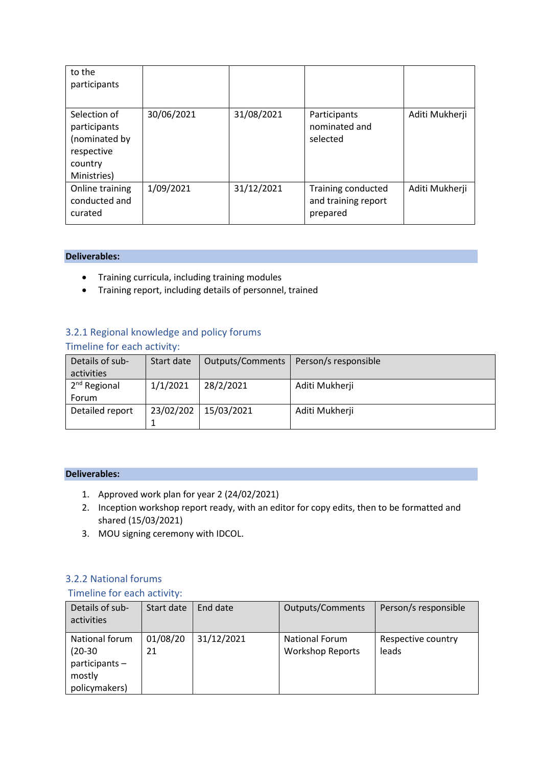| to the participants | | | | |
|---|---|---|---|---|
| Selection of participants (nominated by respective country Ministries) | 30/06/2021 | 31/08/2021 | Participants nominated and selected | Aditi Mukherji |
| Online training conducted and curated | 1/09/2021 | 31/12/2021 | Training conducted and training report prepared | Aditi Mukherji |

**Deliverables:**

- Training curricula, including training modules
- Training report, including details of personnel, trained

### 3.2.1 Regional knowledge and policy forums

Timeline for each activity:

| Details of sub-activities | Start date | Outputs/Comments | Person/s responsible |
|---|---|---|---|
| 2nd Regional Forum | 1/1/2021 | 28/2/2021 | Aditi Mukherji |
| Detailed report | 23/02/2021 | 15/03/2021 | Aditi Mukherji |

**Deliverables:**

1. Approved work plan for year 2 (24/02/2021)
2. Inception workshop report ready, with an editor for copy edits, then to be formatted and shared (15/03/2021)
3. MOU signing ceremony with IDCOL.

### 3.2.2 National forums

Timeline for each activity:

| Details of sub-activities | Start date | End date | Outputs/Comments | Person/s responsible |
|---|---|---|---|---|
| National forum (20-30 participants – mostly policymakers) | 01/08/2021 | 31/12/2021 | National Forum Workshop Reports | Respective country leads |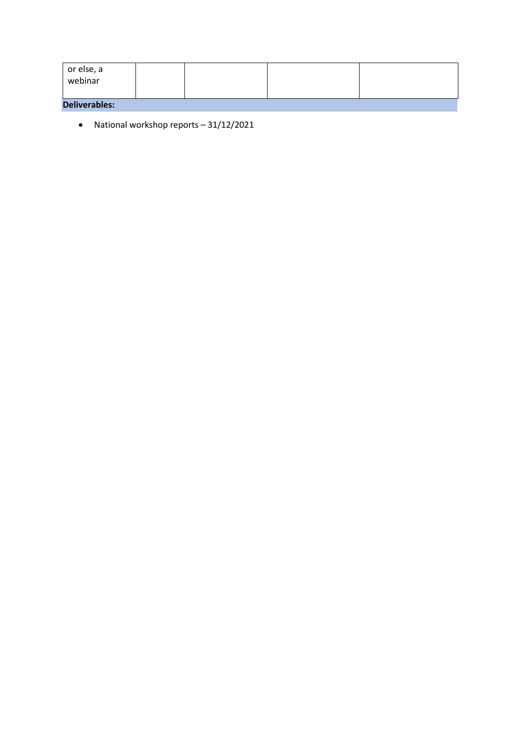| | | | | |
|---|---|---|---|---|
| or else, a webinar | | | | |

**Deliverables:**

- National workshop reports – 31/12/2021